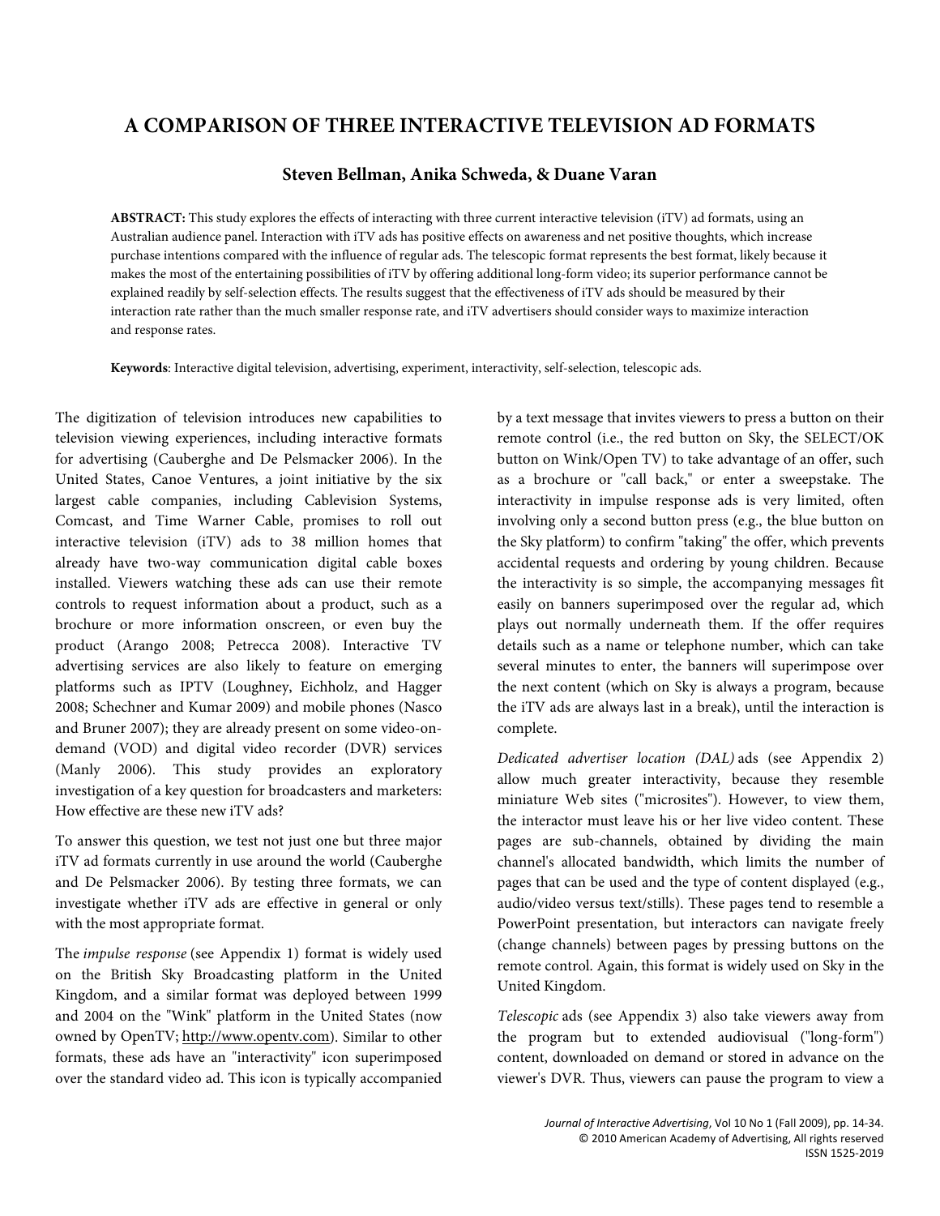# A COMPARISON OF THREE INTERACTIVE TELEVISION AD FORMATS

**Steven Bellman, Anika Schweda, & Duane Varan**

**ABSTRACT:** This study explores the effects of interacting with three current interactive television (iTV) ad formats, using an Australian audience panel. Interaction with iTV ads has positive effects on awareness and net positive thoughts, which increase purchase intentions compared with the influence of regular ads. The telescopic format represents the best format, likely because it makes the most of the entertaining possibilities of iTV by offering additional long-form video; its superior performance cannot be explained readily by self-selection effects. The results suggest that the effectiveness of iTV ads should be measured by their interaction rate rather than the much smaller response rate, and iTV advertisers should consider ways to maximize interaction and response rates.

**Keywords**: Interactive digital television, advertising, experiment, interactivity, self-selection, telescopic ads.

The digitization of television introduces new capabilities to television viewing experiences, including interactive formats for advertising (Cauberghe and De Pelsmacker 2006). In the United States, Canoe Ventures, a joint initiative by the six largest cable companies, including Cablevision Systems, Comcast, and Time Warner Cable, promises to roll out interactive television (iTV) ads to 38 million homes that already have two-way communication digital cable boxes installed. Viewers watching these ads can use their remote controls to request information about a product, such as a brochure or more information onscreen, or even buy the product (Arango 2008; Petrecca 2008). Interactive TV advertising services are also likely to feature on emerging platforms such as IPTV (Loughney, Eichholz, and Hagger 2008; Schechner and Kumar 2009) and mobile phones (Nasco and Bruner 2007); they are already present on some video-on-demand (VOD) and digital video recorder (DVR) services (Manly 2006). This study provides an exploratory investigation of a key question for broadcasters and marketers: How effective are these new iTV ads?

To answer this question, we test not just one but three major iTV ad formats currently in use around the world (Cauberghe and De Pelsmacker 2006). By testing three formats, we can investigate whether iTV ads are effective in general or only with the most appropriate format.

The *impulse response* (see Appendix 1) format is widely used on the British Sky Broadcasting platform in the United Kingdom, and a similar format was deployed between 1999 and 2004 on the "Wink" platform in the United States (now owned by OpenTV; http://www.opentv.com). Similar to other formats, these ads have an "interactivity" icon superimposed over the standard video ad. This icon is typically accompanied by a text message that invites viewers to press a button on their remote control (i.e., the red button on Sky, the SELECT/OK button on Wink/Open TV) to take advantage of an offer, such as a brochure or "call back," or enter a sweepstake. The interactivity in impulse response ads is very limited, often involving only a second button press (e.g., the blue button on the Sky platform) to confirm "taking" the offer, which prevents accidental requests and ordering by young children. Because the interactivity is so simple, the accompanying messages fit easily on banners superimposed over the regular ad, which plays out normally underneath them. If the offer requires details such as a name or telephone number, which can take several minutes to enter, the banners will superimpose over the next content (which on Sky is always a program, because the iTV ads are always last in a break), until the interaction is complete.

*Dedicated advertiser location (DAL)* ads (see Appendix 2) allow much greater interactivity, because they resemble miniature Web sites ("microsites"). However, to view them, the interactor must leave his or her live video content. These pages are sub-channels, obtained by dividing the main channel's allocated bandwidth, which limits the number of pages that can be used and the type of content displayed (e.g., audio/video versus text/stills). These pages tend to resemble a PowerPoint presentation, but interactors can navigate freely (change channels) between pages by pressing buttons on the remote control. Again, this format is widely used on Sky in the United Kingdom.

*Telescopic* ads (see Appendix 3) also take viewers away from the program but to extended audiovisual ("long-form") content, downloaded on demand or stored in advance on the viewer's DVR. Thus, viewers can pause the program to view a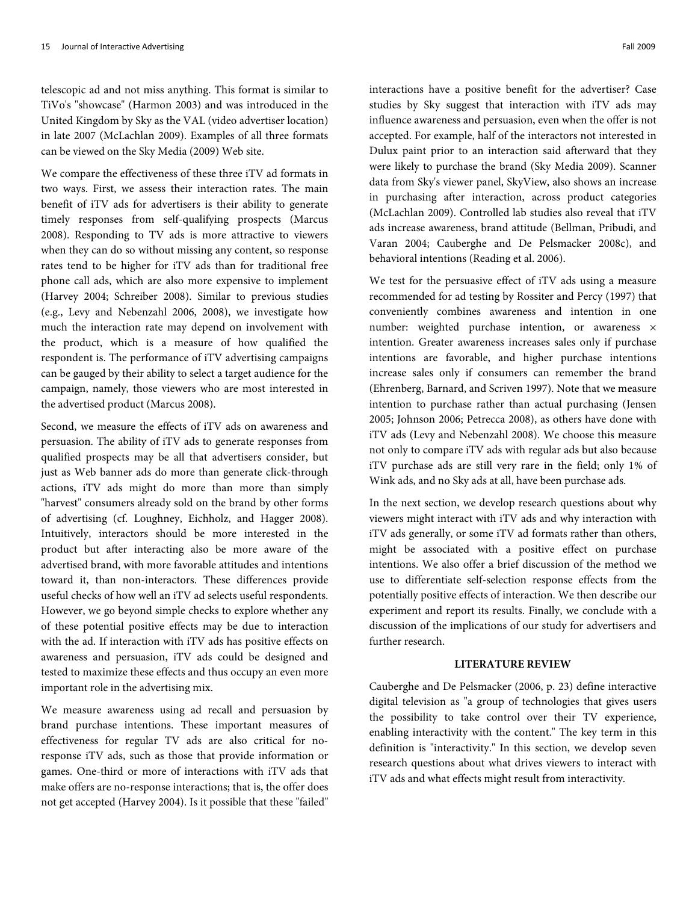telescopic ad and not miss anything. This format is similar to TiVo's "showcase" (Harmon 2003) and was introduced in the United Kingdom by Sky as the VAL (video advertiser location) in late 2007 (McLachlan 2009). Examples of all three formats can be viewed on the Sky Media (2009) Web site.

We compare the effectiveness of these three iTV ad formats in two ways. First, we assess their interaction rates. The main benefit of iTV ads for advertisers is their ability to generate timely responses from self-qualifying prospects (Marcus 2008). Responding to TV ads is more attractive to viewers when they can do so without missing any content, so response rates tend to be higher for iTV ads than for traditional free phone call ads, which are also more expensive to implement (Harvey 2004; Schreiber 2008). Similar to previous studies (e.g., Levy and Nebenzahl 2006, 2008), we investigate how much the interaction rate may depend on involvement with the product, which is a measure of how qualified the respondent is. The performance of iTV advertising campaigns can be gauged by their ability to select a target audience for the campaign, namely, those viewers who are most interested in the advertised product (Marcus 2008).

Second, we measure the effects of iTV ads on awareness and persuasion. The ability of iTV ads to generate responses from qualified prospects may be all that advertisers consider, but just as Web banner ads do more than generate click-through actions, iTV ads might do more than more than simply "harvest" consumers already sold on the brand by other forms of advertising (cf. Loughney, Eichholz, and Hagger 2008). Intuitively, interactors should be more interested in the product but after interacting also be more aware of the advertised brand, with more favorable attitudes and intentions toward it, than non-interactors. These differences provide useful checks of how well an iTV ad selects useful respondents. However, we go beyond simple checks to explore whether any of these potential positive effects may be due to interaction with the ad. If interaction with iTV ads has positive effects on awareness and persuasion, iTV ads could be designed and tested to maximize these effects and thus occupy an even more important role in the advertising mix.

We measure awareness using ad recall and persuasion by brand purchase intentions. These important measures of effectiveness for regular TV ads are also critical for no-response iTV ads, such as those that provide information or games. One-third or more of interactions with iTV ads that make offers are no-response interactions; that is, the offer does not get accepted (Harvey 2004). Is it possible that these "failed" interactions have a positive benefit for the advertiser? Case studies by Sky suggest that interaction with iTV ads may influence awareness and persuasion, even when the offer is not accepted. For example, half of the interactors not interested in Dulux paint prior to an interaction said afterward that they were likely to purchase the brand (Sky Media 2009). Scanner data from Sky's viewer panel, SkyView, also shows an increase in purchasing after interaction, across product categories (McLachlan 2009). Controlled lab studies also reveal that iTV ads increase awareness, brand attitude (Bellman, Pribudi, and Varan 2004; Cauberghe and De Pelsmacker 2008c), and behavioral intentions (Reading et al. 2006).

We test for the persuasive effect of iTV ads using a measure recommended for ad testing by Rossiter and Percy (1997) that conveniently combines awareness and intention in one number: weighted purchase intention, or awareness × intention. Greater awareness increases sales only if purchase intentions are favorable, and higher purchase intentions increase sales only if consumers can remember the brand (Ehrenberg, Barnard, and Scriven 1997). Note that we measure intention to purchase rather than actual purchasing (Jensen 2005; Johnson 2006; Petrecca 2008), as others have done with iTV ads (Levy and Nebenzahl 2008). We choose this measure not only to compare iTV ads with regular ads but also because iTV purchase ads are still very rare in the field; only 1% of Wink ads, and no Sky ads at all, have been purchase ads.

In the next section, we develop research questions about why viewers might interact with iTV ads and why interaction with iTV ads generally, or some iTV ad formats rather than others, might be associated with a positive effect on purchase intentions. We also offer a brief discussion of the method we use to differentiate self-selection response effects from the potentially positive effects of interaction. We then describe our experiment and report its results. Finally, we conclude with a discussion of the implications of our study for advertisers and further research.

## LITERATURE REVIEW

Cauberghe and De Pelsmacker (2006, p. 23) define interactive digital television as "a group of technologies that gives users the possibility to take control over their TV experience, enabling interactivity with the content." The key term in this definition is "interactivity." In this section, we develop seven research questions about what drives viewers to interact with iTV ads and what effects might result from interactivity.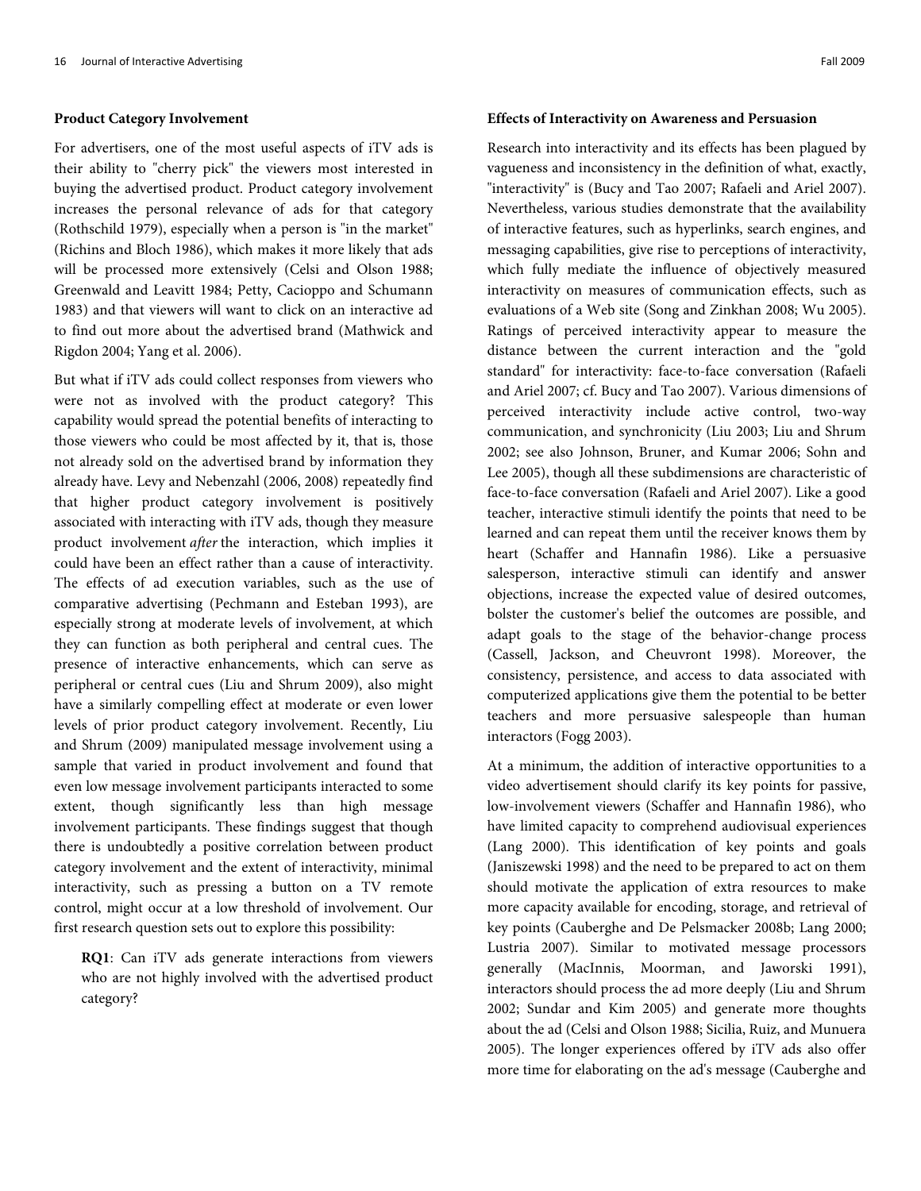**Product Category Involvement**

For advertisers, one of the most useful aspects of iTV ads is their ability to "cherry pick" the viewers most interested in buying the advertised product. Product category involvement increases the personal relevance of ads for that category (Rothschild 1979), especially when a person is "in the market" (Richins and Bloch 1986), which makes it more likely that ads will be processed more extensively (Celsi and Olson 1988; Greenwald and Leavitt 1984; Petty, Cacioppo and Schumann 1983) and that viewers will want to click on an interactive ad to find out more about the advertised brand (Mathwick and Rigdon 2004; Yang et al. 2006).

But what if iTV ads could collect responses from viewers who were not as involved with the product category? This capability would spread the potential benefits of interacting to those viewers who could be most affected by it, that is, those not already sold on the advertised brand by information they already have. Levy and Nebenzahl (2006, 2008) repeatedly find that higher product category involvement is positively associated with interacting with iTV ads, though they measure product involvement *after* the interaction, which implies it could have been an effect rather than a cause of interactivity. The effects of ad execution variables, such as the use of comparative advertising (Pechmann and Esteban 1993), are especially strong at moderate levels of involvement, at which they can function as both peripheral and central cues. The presence of interactive enhancements, which can serve as peripheral or central cues (Liu and Shrum 2009), also might have a similarly compelling effect at moderate or even lower levels of prior product category involvement. Recently, Liu and Shrum (2009) manipulated message involvement using a sample that varied in product involvement and found that even low message involvement participants interacted to some extent, though significantly less than high message involvement participants. These findings suggest that though there is undoubtedly a positive correlation between product category involvement and the extent of interactivity, minimal interactivity, such as pressing a button on a TV remote control, might occur at a low threshold of involvement. Our first research question sets out to explore this possibility:

> **RQ1**: Can iTV ads generate interactions from viewers who are not highly involved with the advertised product category?

**Effects of Interactivity on Awareness and Persuasion**

Research into interactivity and its effects has been plagued by vagueness and inconsistency in the definition of what, exactly, "interactivity" is (Bucy and Tao 2007; Rafaeli and Ariel 2007). Nevertheless, various studies demonstrate that the availability of interactive features, such as hyperlinks, search engines, and messaging capabilities, give rise to perceptions of interactivity, which fully mediate the influence of objectively measured interactivity on measures of communication effects, such as evaluations of a Web site (Song and Zinkhan 2008; Wu 2005). Ratings of perceived interactivity appear to measure the distance between the current interaction and the "gold standard" for interactivity: face-to-face conversation (Rafaeli and Ariel 2007; cf. Bucy and Tao 2007). Various dimensions of perceived interactivity include active control, two-way communication, and synchronicity (Liu 2003; Liu and Shrum 2002; see also Johnson, Bruner, and Kumar 2006; Sohn and Lee 2005), though all these subdimensions are characteristic of face-to-face conversation (Rafaeli and Ariel 2007). Like a good teacher, interactive stimuli identify the points that need to be learned and can repeat them until the receiver knows them by heart (Schaffer and Hannafin 1986). Like a persuasive salesperson, interactive stimuli can identify and answer objections, increase the expected value of desired outcomes, bolster the customer's belief the outcomes are possible, and adapt goals to the stage of the behavior-change process (Cassell, Jackson, and Cheuvront 1998). Moreover, the consistency, persistence, and access to data associated with computerized applications give them the potential to be better teachers and more persuasive salespeople than human interactors (Fogg 2003).

At a minimum, the addition of interactive opportunities to a video advertisement should clarify its key points for passive, low-involvement viewers (Schaffer and Hannafin 1986), who have limited capacity to comprehend audiovisual experiences (Lang 2000). This identification of key points and goals (Janiszewski 1998) and the need to be prepared to act on them should motivate the application of extra resources to make more capacity available for encoding, storage, and retrieval of key points (Cauberghe and De Pelsmacker 2008b; Lang 2000; Lustria 2007). Similar to motivated message processors generally (MacInnis, Moorman, and Jaworski 1991), interactors should process the ad more deeply (Liu and Shrum 2002; Sundar and Kim 2005) and generate more thoughts about the ad (Celsi and Olson 1988; Sicilia, Ruiz, and Munuera 2005). The longer experiences offered by iTV ads also offer more time for elaborating on the ad's message (Cauberghe and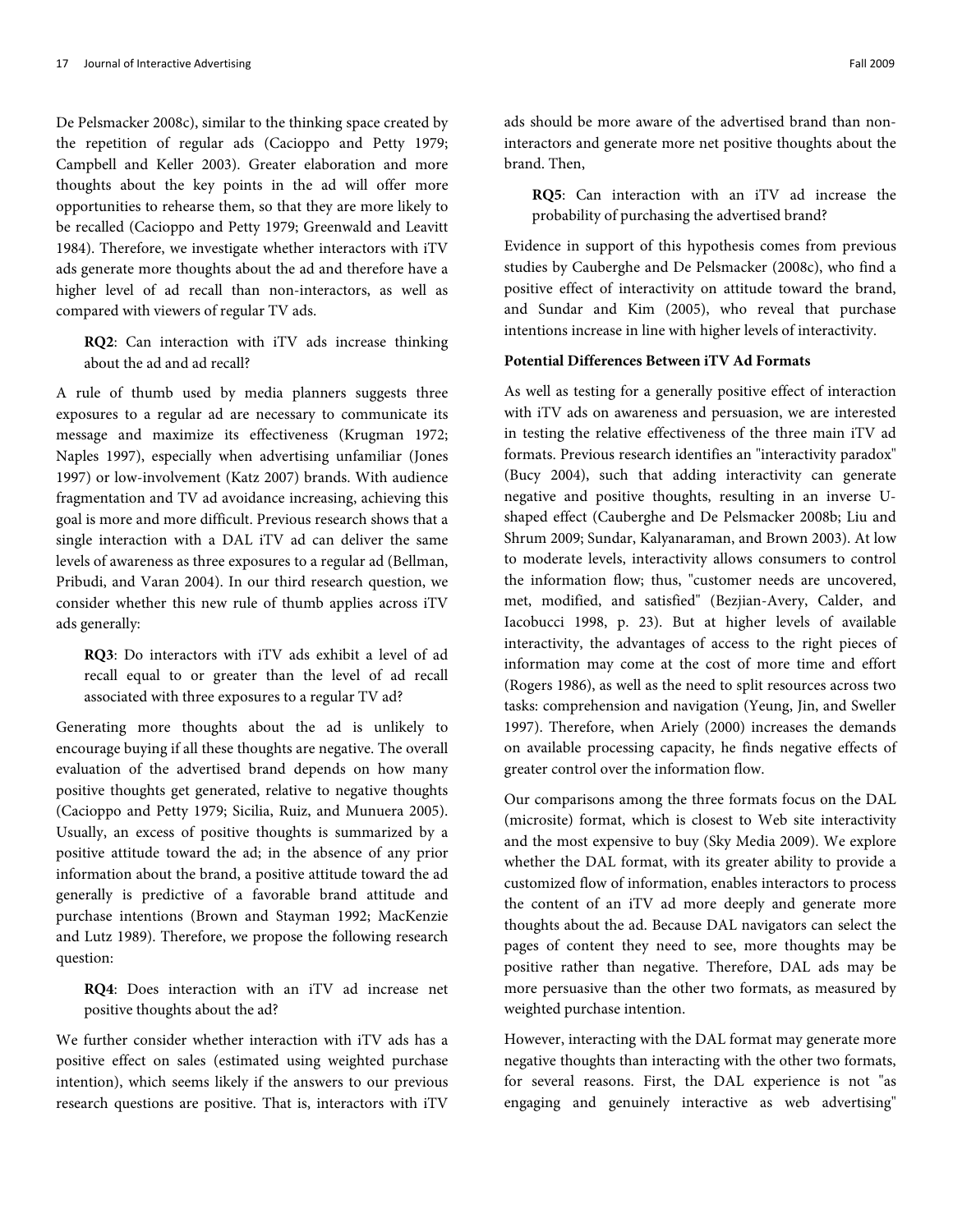De Pelsmacker 2008c), similar to the thinking space created by the repetition of regular ads (Cacioppo and Petty 1979; Campbell and Keller 2003). Greater elaboration and more thoughts about the key points in the ad will offer more opportunities to rehearse them, so that they are more likely to be recalled (Cacioppo and Petty 1979; Greenwald and Leavitt 1984). Therefore, we investigate whether interactors with iTV ads generate more thoughts about the ad and therefore have a higher level of ad recall than non-interactors, as well as compared with viewers of regular TV ads.

> **RQ2**: Can interaction with iTV ads increase thinking about the ad and ad recall?

A rule of thumb used by media planners suggests three exposures to a regular ad are necessary to communicate its message and maximize its effectiveness (Krugman 1972; Naples 1997), especially when advertising unfamiliar (Jones 1997) or low-involvement (Katz 2007) brands. With audience fragmentation and TV ad avoidance increasing, achieving this goal is more and more difficult. Previous research shows that a single interaction with a DAL iTV ad can deliver the same levels of awareness as three exposures to a regular ad (Bellman, Pribudi, and Varan 2004). In our third research question, we consider whether this new rule of thumb applies across iTV ads generally:

> **RQ3**: Do interactors with iTV ads exhibit a level of ad recall equal to or greater than the level of ad recall associated with three exposures to a regular TV ad?

Generating more thoughts about the ad is unlikely to encourage buying if all these thoughts are negative. The overall evaluation of the advertised brand depends on how many positive thoughts get generated, relative to negative thoughts (Cacioppo and Petty 1979; Sicilia, Ruiz, and Munuera 2005). Usually, an excess of positive thoughts is summarized by a positive attitude toward the ad; in the absence of any prior information about the brand, a positive attitude toward the ad generally is predictive of a favorable brand attitude and purchase intentions (Brown and Stayman 1992; MacKenzie and Lutz 1989). Therefore, we propose the following research question:

> **RQ4**: Does interaction with an iTV ad increase net positive thoughts about the ad?

We further consider whether interaction with iTV ads has a positive effect on sales (estimated using weighted purchase intention), which seems likely if the answers to our previous research questions are positive. That is, interactors with iTV ads should be more aware of the advertised brand than non-interactors and generate more net positive thoughts about the brand. Then,

> **RQ5**: Can interaction with an iTV ad increase the probability of purchasing the advertised brand?

Evidence in support of this hypothesis comes from previous studies by Cauberghe and De Pelsmacker (2008c), who find a positive effect of interactivity on attitude toward the brand, and Sundar and Kim (2005), who reveal that purchase intentions increase in line with higher levels of interactivity.

**Potential Differences Between iTV Ad Formats**

As well as testing for a generally positive effect of interaction with iTV ads on awareness and persuasion, we are interested in testing the relative effectiveness of the three main iTV ad formats. Previous research identifies an "interactivity paradox" (Bucy 2004), such that adding interactivity can generate negative and positive thoughts, resulting in an inverse U-shaped effect (Cauberghe and De Pelsmacker 2008b; Liu and Shrum 2009; Sundar, Kalyanaraman, and Brown 2003). At low to moderate levels, interactivity allows consumers to control the information flow; thus, "customer needs are uncovered, met, modified, and satisfied" (Bezjian-Avery, Calder, and Iacobucci 1998, p. 23). But at higher levels of available interactivity, the advantages of access to the right pieces of information may come at the cost of more time and effort (Rogers 1986), as well as the need to split resources across two tasks: comprehension and navigation (Yeung, Jin, and Sweller 1997). Therefore, when Ariely (2000) increases the demands on available processing capacity, he finds negative effects of greater control over the information flow.

Our comparisons among the three formats focus on the DAL (microsite) format, which is closest to Web site interactivity and the most expensive to buy (Sky Media 2009). We explore whether the DAL format, with its greater ability to provide a customized flow of information, enables interactors to process the content of an iTV ad more deeply and generate more thoughts about the ad. Because DAL navigators can select the pages of content they need to see, more thoughts may be positive rather than negative. Therefore, DAL ads may be more persuasive than the other two formats, as measured by weighted purchase intention.

However, interacting with the DAL format may generate more negative thoughts than interacting with the other two formats, for several reasons. First, the DAL experience is not "as engaging and genuinely interactive as web advertising"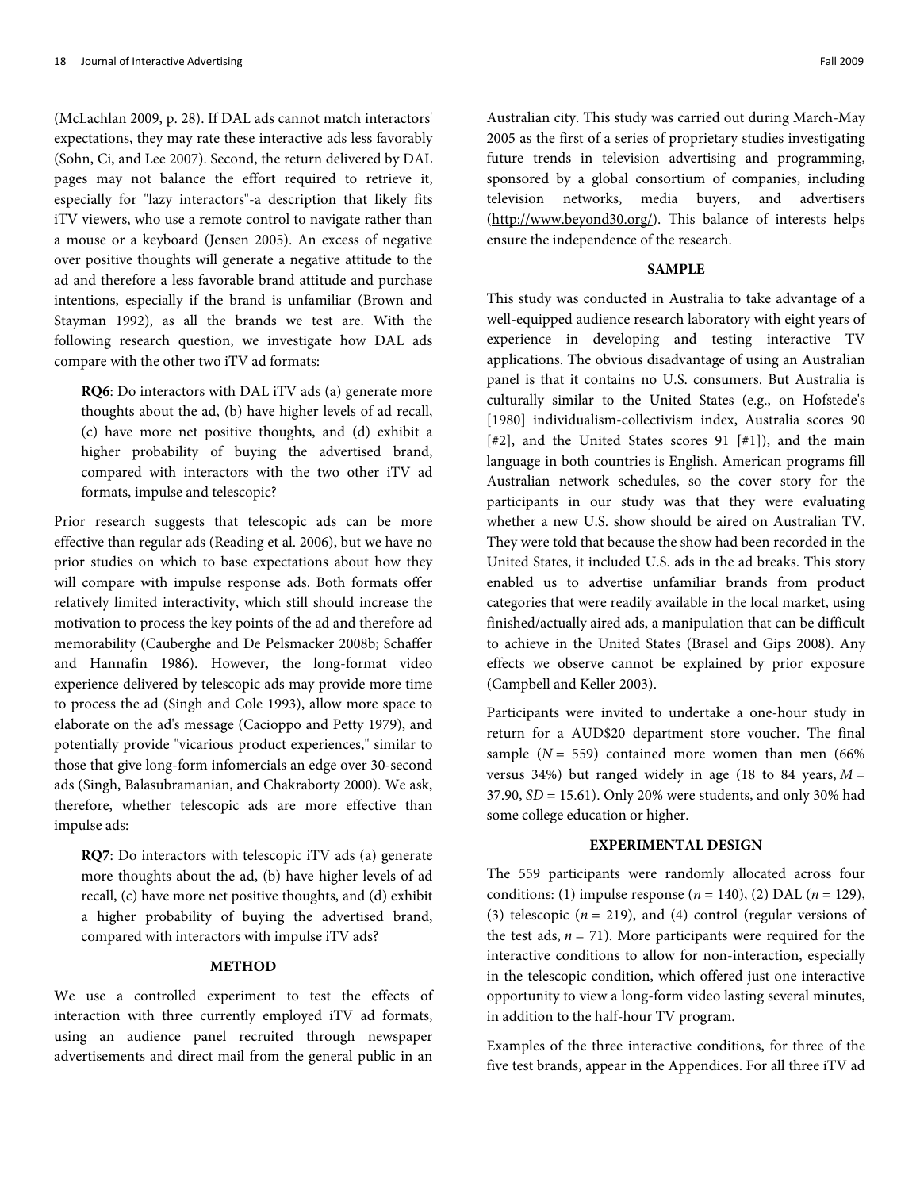(McLachlan 2009, p. 28). If DAL ads cannot match interactors' expectations, they may rate these interactive ads less favorably (Sohn, Ci, and Lee 2007). Second, the return delivered by DAL pages may not balance the effort required to retrieve it, especially for "lazy interactors"-a description that likely fits iTV viewers, who use a remote control to navigate rather than a mouse or a keyboard (Jensen 2005). An excess of negative over positive thoughts will generate a negative attitude to the ad and therefore a less favorable brand attitude and purchase intentions, especially if the brand is unfamiliar (Brown and Stayman 1992), as all the brands we test are. With the following research question, we investigate how DAL ads compare with the other two iTV ad formats:

> **RQ6**: Do interactors with DAL iTV ads (a) generate more thoughts about the ad, (b) have higher levels of ad recall, (c) have more net positive thoughts, and (d) exhibit a higher probability of buying the advertised brand, compared with interactors with the two other iTV ad formats, impulse and telescopic?

Prior research suggests that telescopic ads can be more effective than regular ads (Reading et al. 2006), but we have no prior studies on which to base expectations about how they will compare with impulse response ads. Both formats offer relatively limited interactivity, which still should increase the motivation to process the key points of the ad and therefore ad memorability (Cauberghe and De Pelsmacker 2008b; Schaffer and Hannafin 1986). However, the long-format video experience delivered by telescopic ads may provide more time to process the ad (Singh and Cole 1993), allow more space to elaborate on the ad's message (Cacioppo and Petty 1979), and potentially provide "vicarious product experiences," similar to those that give long-form infomercials an edge over 30-second ads (Singh, Balasubramanian, and Chakraborty 2000). We ask, therefore, whether telescopic ads are more effective than impulse ads:

> **RQ7**: Do interactors with telescopic iTV ads (a) generate more thoughts about the ad, (b) have higher levels of ad recall, (c) have more net positive thoughts, and (d) exhibit a higher probability of buying the advertised brand, compared with interactors with impulse iTV ads?

## METHOD

We use a controlled experiment to test the effects of interaction with three currently employed iTV ad formats, using an audience panel recruited through newspaper advertisements and direct mail from the general public in an Australian city. This study was carried out during March-May 2005 as the first of a series of proprietary studies investigating future trends in television advertising and programming, sponsored by a global consortium of companies, including television networks, media buyers, and advertisers (http://www.beyond30.org/). This balance of interests helps ensure the independence of the research.

### SAMPLE

This study was conducted in Australia to take advantage of a well-equipped audience research laboratory with eight years of experience in developing and testing interactive TV applications. The obvious disadvantage of using an Australian panel is that it contains no U.S. consumers. But Australia is culturally similar to the United States (e.g., on Hofstede's [1980] individualism-collectivism index, Australia scores 90 [#2], and the United States scores 91 [#1]), and the main language in both countries is English. American programs fill Australian network schedules, so the cover story for the participants in our study was that they were evaluating whether a new U.S. show should be aired on Australian TV. They were told that because the show had been recorded in the United States, it included U.S. ads in the ad breaks. This story enabled us to advertise unfamiliar brands from product categories that were readily available in the local market, using finished/actually aired ads, a manipulation that can be difficult to achieve in the United States (Brasel and Gips 2008). Any effects we observe cannot be explained by prior exposure (Campbell and Keller 2003).

Participants were invited to undertake a one-hour study in return for a AUD$20 department store voucher. The final sample ($N$ = 559) contained more women than men (66% versus 34%) but ranged widely in age (18 to 84 years, $M$ = 37.90, $SD$ = 15.61). Only 20% were students, and only 30% had some college education or higher.

### EXPERIMENTAL DESIGN

The 559 participants were randomly allocated across four conditions: (1) impulse response ($n$ = 140), (2) DAL ($n$ = 129), (3) telescopic ($n$ = 219), and (4) control (regular versions of the test ads, $n$ = 71). More participants were required for the interactive conditions to allow for non-interaction, especially in the telescopic condition, which offered just one interactive opportunity to view a long-form video lasting several minutes, in addition to the half-hour TV program.

Examples of the three interactive conditions, for three of the five test brands, appear in the Appendices. For all three iTV ad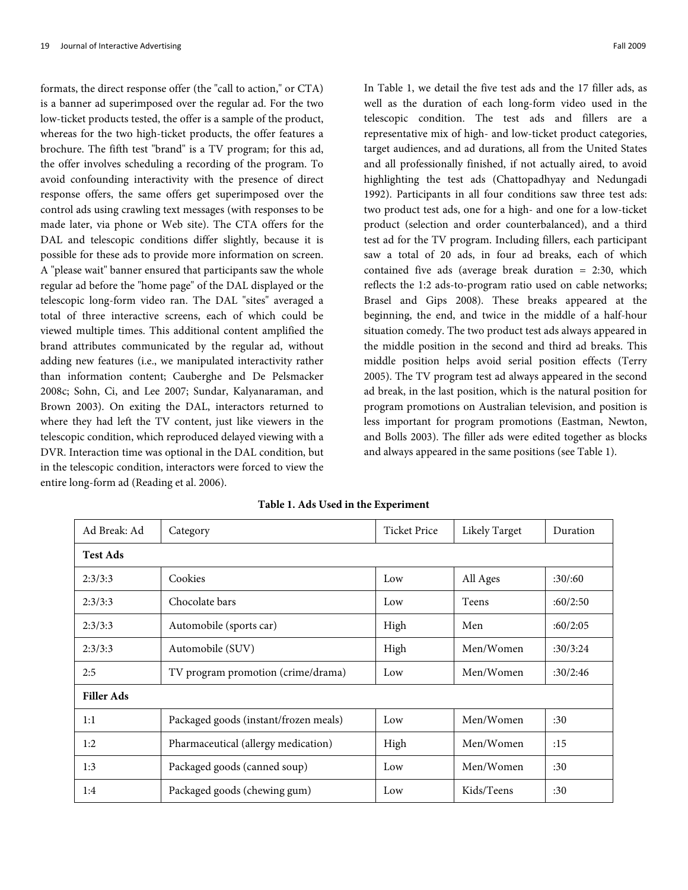formats, the direct response offer (the "call to action," or CTA) is a banner ad superimposed over the regular ad. For the two low-ticket products tested, the offer is a sample of the product, whereas for the two high-ticket products, the offer features a brochure. The fifth test "brand" is a TV program; for this ad, the offer involves scheduling a recording of the program. To avoid confounding interactivity with the presence of direct response offers, the same offers get superimposed over the control ads using crawling text messages (with responses to be made later, via phone or Web site). The CTA offers for the DAL and telescopic conditions differ slightly, because it is possible for these ads to provide more information on screen. A "please wait" banner ensured that participants saw the whole regular ad before the "home page" of the DAL displayed or the telescopic long-form video ran. The DAL "sites" averaged a total of three interactive screens, each of which could be viewed multiple times. This additional content amplified the brand attributes communicated by the regular ad, without adding new features (i.e., we manipulated interactivity rather than information content; Cauberghe and De Pelsmacker 2008c; Sohn, Ci, and Lee 2007; Sundar, Kalyanaraman, and Brown 2003). On exiting the DAL, interactors returned to where they had left the TV content, just like viewers in the telescopic condition, which reproduced delayed viewing with a DVR. Interaction time was optional in the DAL condition, but in the telescopic condition, interactors were forced to view the entire long-form ad (Reading et al. 2006).

In Table 1, we detail the five test ads and the 17 filler ads, as well as the duration of each long-form video used in the telescopic condition. The test ads and fillers are a representative mix of high- and low-ticket product categories, target audiences, and ad durations, all from the United States and all professionally finished, if not actually aired, to avoid highlighting the test ads (Chattopadhyay and Nedungadi 1992). Participants in all four conditions saw three test ads: two product test ads, one for a high- and one for a low-ticket product (selection and order counterbalanced), and a third test ad for the TV program. Including fillers, each participant saw a total of 20 ads, in four ad breaks, each of which contained five ads (average break duration = 2:30, which reflects the 1:2 ads-to-program ratio used on cable networks; Brasel and Gips 2008). These breaks appeared at the beginning, the end, and twice in the middle of a half-hour situation comedy. The two product test ads always appeared in the middle position in the second and third ad breaks. This middle position helps avoid serial position effects (Terry 2005). The TV program test ad always appeared in the second ad break, in the last position, which is the natural position for program promotions on Australian television, and position is less important for program promotions (Eastman, Newton, and Bolls 2003). The filler ads were edited together as blocks and always appeared in the same positions (see Table 1).

**Table 1. Ads Used in the Experiment**

| Ad Break: Ad | Category | Ticket Price | Likely Target | Duration |
|---|---|---|---|---|
| **Test Ads** | | | | |
| 2:3/3:3 | Cookies | Low | All Ages | :30/:60 |
| 2:3/3:3 | Chocolate bars | Low | Teens | :60/2:50 |
| 2:3/3:3 | Automobile (sports car) | High | Men | :60/2:05 |
| 2:3/3:3 | Automobile (SUV) | High | Men/Women | :30/3:24 |
| 2:5 | TV program promotion (crime/drama) | Low | Men/Women | :30/2:46 |
| **Filler Ads** | | | | |
| 1:1 | Packaged goods (instant/frozen meals) | Low | Men/Women | :30 |
| 1:2 | Pharmaceutical (allergy medication) | High | Men/Women | :15 |
| 1:3 | Packaged goods (canned soup) | Low | Men/Women | :30 |
| 1:4 | Packaged goods (chewing gum) | Low | Kids/Teens | :30 |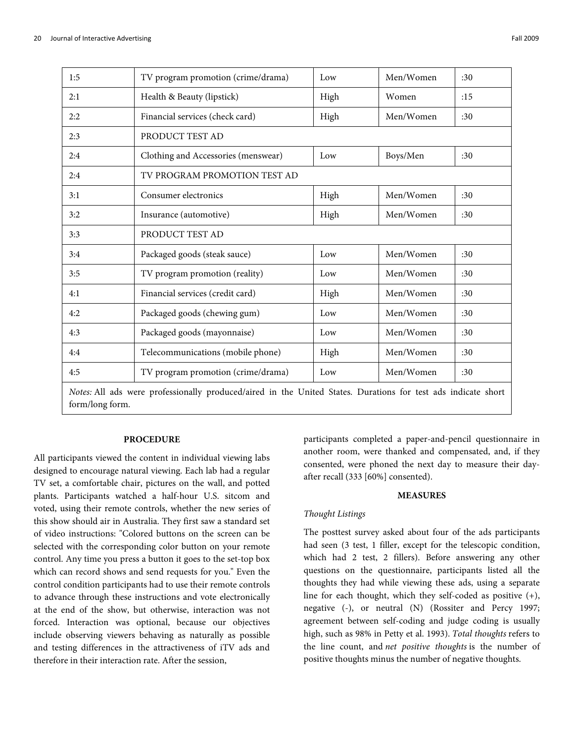| | | | | |
|---|---|---|---|---|
| 1:5 | TV program promotion (crime/drama) | Low | Men/Women | :30 |
| 2:1 | Health & Beauty (lipstick) | High | Women | :15 |
| 2:2 | Financial services (check card) | High | Men/Women | :30 |
| 2:3 | PRODUCT TEST AD | | | |
| 2:4 | Clothing and Accessories (menswear) | Low | Boys/Men | :30 |
| 2:4 | TV PROGRAM PROMOTION TEST AD | | | |
| 3:1 | Consumer electronics | High | Men/Women | :30 |
| 3:2 | Insurance (automotive) | High | Men/Women | :30 |
| 3:3 | PRODUCT TEST AD | | | |
| 3:4 | Packaged goods (steak sauce) | Low | Men/Women | :30 |
| 3:5 | TV program promotion (reality) | Low | Men/Women | :30 |
| 4:1 | Financial services (credit card) | High | Men/Women | :30 |
| 4:2 | Packaged goods (chewing gum) | Low | Men/Women | :30 |
| 4:3 | Packaged goods (mayonnaise) | Low | Men/Women | :30 |
| 4:4 | Telecommunications (mobile phone) | High | Men/Women | :30 |
| 4:5 | TV program promotion (crime/drama) | Low | Men/Women | :30 |

*Notes:* All ads were professionally produced/aired in the United States. Durations for test ads indicate short form/long form.

## PROCEDURE

All participants viewed the content in individual viewing labs designed to encourage natural viewing. Each lab had a regular TV set, a comfortable chair, pictures on the wall, and potted plants. Participants watched a half-hour U.S. sitcom and voted, using their remote controls, whether the new series of this show should air in Australia. They first saw a standard set of video instructions: "Colored buttons on the screen can be selected with the corresponding color button on your remote control. Any time you press a button it goes to the set-top box which can record shows and send requests for you." Even the control condition participants had to use their remote controls to advance through these instructions and vote electronically at the end of the show, but otherwise, interaction was not forced. Interaction was optional, because our objectives include observing viewers behaving as naturally as possible and testing differences in the attractiveness of iTV ads and therefore in their interaction rate. After the session, participants completed a paper-and-pencil questionnaire in another room, were thanked and compensated, and, if they consented, were phoned the next day to measure their day-after recall (333 [60%] consented).

## MEASURES

### *Thought Listings*

The posttest survey asked about four of the ads participants had seen (3 test, 1 filler, except for the telescopic condition, which had 2 test, 2 fillers). Before answering any other questions on the questionnaire, participants listed all the thoughts they had while viewing these ads, using a separate line for each thought, which they self-coded as positive (+), negative (-), or neutral (N) (Rossiter and Percy 1997; agreement between self-coding and judge coding is usually high, such as 98% in Petty et al. 1993). *Total thoughts* refers to the line count, and *net positive thoughts* is the number of positive thoughts minus the number of negative thoughts.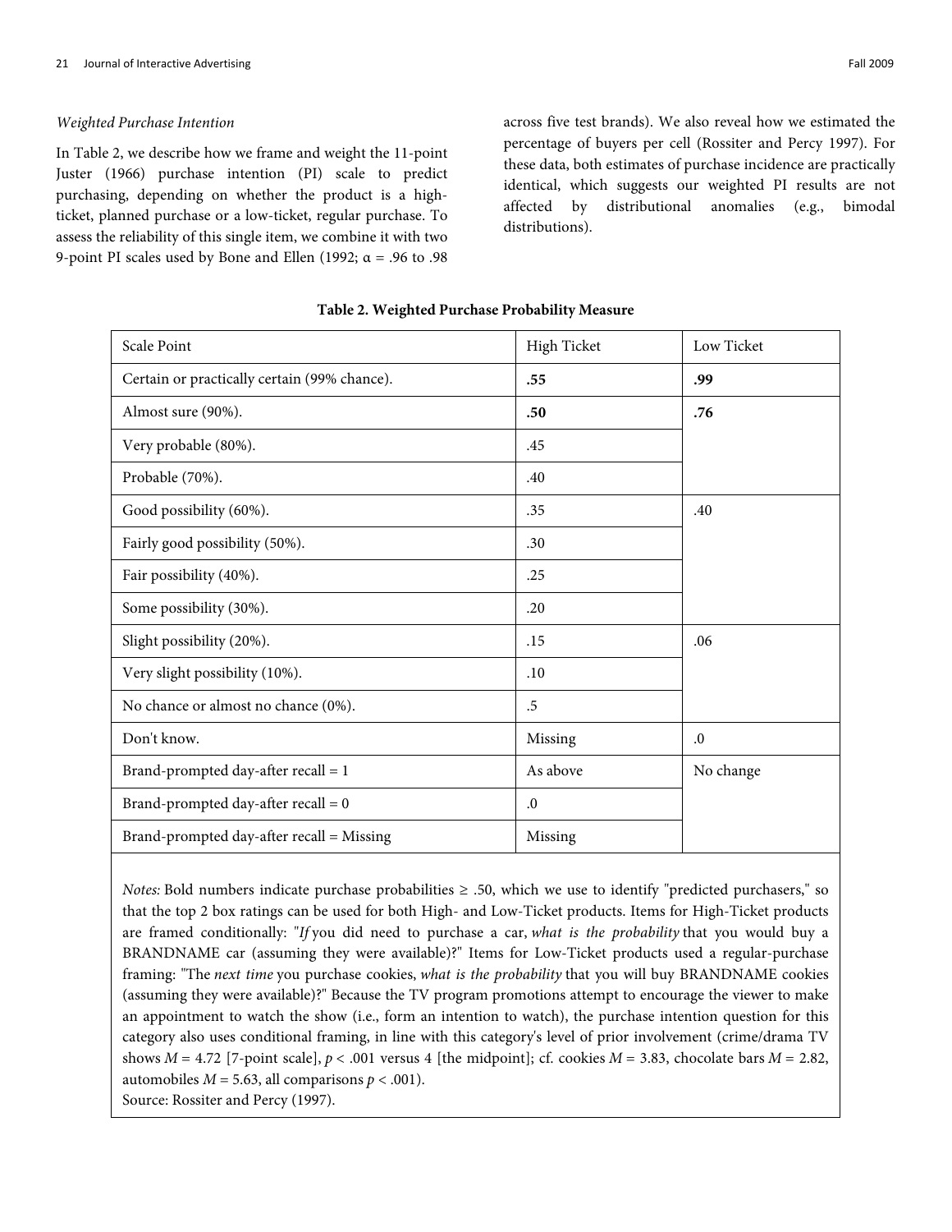*Weighted Purchase Intention*

In Table 2, we describe how we frame and weight the 11-point Juster (1966) purchase intention (PI) scale to predict purchasing, depending on whether the product is a high-ticket, planned purchase or a low-ticket, regular purchase. To assess the reliability of this single item, we combine it with two 9-point PI scales used by Bone and Ellen (1992; α = .96 to .98 across five test brands). We also reveal how we estimated the percentage of buyers per cell (Rossiter and Percy 1997). For these data, both estimates of purchase incidence are practically identical, which suggests our weighted PI results are not affected by distributional anomalies (e.g., bimodal distributions).

**Table 2. Weighted Purchase Probability Measure**

| Scale Point | High Ticket | Low Ticket |
|---|---|---|
| Certain or practically certain (99% chance). | **.55** | **.99** |
| Almost sure (90%). | **.50** | **.76** |
| Very probable (80%). | .45 | |
| Probable (70%). | .40 | |
| Good possibility (60%). | .35 | .40 |
| Fairly good possibility (50%). | .30 | |
| Fair possibility (40%). | .25 | |
| Some possibility (30%). | .20 | |
| Slight possibility (20%). | .15 | .06 |
| Very slight possibility (10%). | .10 | |
| No chance or almost no chance (0%). | .5 | |
| Don't know. | Missing | .0 |
| Brand-prompted day-after recall = 1 | As above | No change |
| Brand-prompted day-after recall = 0 | .0 | |
| Brand-prompted day-after recall = Missing | Missing | |

*Notes:* Bold numbers indicate purchase probabilities ≥ .50, which we use to identify "predicted purchasers," so that the top 2 box ratings can be used for both High- and Low-Ticket products. Items for High-Ticket products are framed conditionally: "*If* you did need to purchase a car, *what is the probability* that you would buy a BRANDNAME car (assuming they were available)?" Items for Low-Ticket products used a regular-purchase framing: "The *next time* you purchase cookies, *what is the probability* that you will buy BRANDNAME cookies (assuming they were available)?" Because the TV program promotions attempt to encourage the viewer to make an appointment to watch the show (i.e., form an intention to watch), the purchase intention question for this category also uses conditional framing, in line with this category's level of prior involvement (crime/drama TV shows $M$ = 4.72 [7-point scale], $p < .001$ versus 4 [the midpoint]; cf. cookies $M$ = 3.83, chocolate bars $M$ = 2.82, automobiles $M$ = 5.63, all comparisons $p < .001$).
Source: Rossiter and Percy (1997).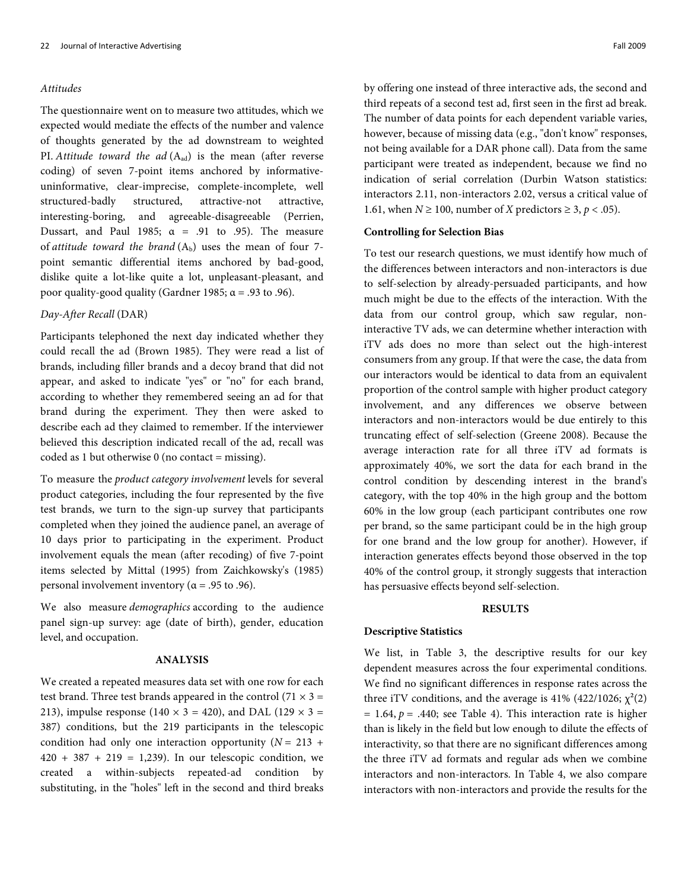*Attitudes*

The questionnaire went on to measure two attitudes, which we expected would mediate the effects of the number and valence of thoughts generated by the ad downstream to weighted PI. *Attitude toward the ad* ($A_{ad}$) is the mean (after reverse coding) of seven 7-point items anchored by informative-uninformative, clear-imprecise, complete-incomplete, well structured-badly structured, attractive-not attractive, interesting-boring, and agreeable-disagreeable (Perrien, Dussart, and Paul 1985; $\alpha$ = .91 to .95). The measure of *attitude toward the brand* ($A_b$) uses the mean of four 7-point semantic differential items anchored by bad-good, dislike quite a lot-like quite a lot, unpleasant-pleasant, and poor quality-good quality (Gardner 1985; $\alpha$ = .93 to .96).

*Day-After Recall* (DAR)

Participants telephoned the next day indicated whether they could recall the ad (Brown 1985). They were read a list of brands, including filler brands and a decoy brand that did not appear, and asked to indicate "yes" or "no" for each brand, according to whether they remembered seeing an ad for that brand during the experiment. They then were asked to describe each ad they claimed to remember. If the interviewer believed this description indicated recall of the ad, recall was coded as 1 but otherwise 0 (no contact = missing).

To measure the *product category involvement* levels for several product categories, including the four represented by the five test brands, we turn to the sign-up survey that participants completed when they joined the audience panel, an average of 10 days prior to participating in the experiment. Product involvement equals the mean (after recoding) of five 7-point items selected by Mittal (1995) from Zaichkowsky's (1985) personal involvement inventory ($\alpha$ = .95 to .96).

We also measure *demographics* according to the audience panel sign-up survey: age (date of birth), gender, education level, and occupation.

## ANALYSIS

We created a repeated measures data set with one row for each test brand. Three test brands appeared in the control ($71 \times 3 = 213$), impulse response ($140 \times 3 = 420$), and DAL ($129 \times 3 = 387$) conditions, but the 219 participants in the telescopic condition had only one interaction opportunity ($N = 213 + 420 + 387 + 219 = 1{,}239$). In our telescopic condition, we created a within-subjects repeated-ad condition by substituting, in the "holes" left in the second and third breaks by offering one instead of three interactive ads, the second and third repeats of a second test ad, first seen in the first ad break. The number of data points for each dependent variable varies, however, because of missing data (e.g., "don't know" responses, not being available for a DAR phone call). Data from the same participant were treated as independent, because we find no indication of serial correlation (Durbin Watson statistics: interactors 2.11, non-interactors 2.02, versus a critical value of 1.61, when $N \geq 100$, number of $X$ predictors $\geq 3$, $p < .05$).

### Controlling for Selection Bias

To test our research questions, we must identify how much of the differences between interactors and non-interactors is due to self-selection by already-persuaded participants, and how much might be due to the effects of the interaction. With the data from our control group, which saw regular, non-interactive TV ads, we can determine whether interaction with iTV ads does no more than select out the high-interest consumers from any group. If that were the case, the data from our interactors would be identical to data from an equivalent proportion of the control sample with higher product category involvement, and any differences we observe between interactors and non-interactors would be due entirely to this truncating effect of self-selection (Greene 2008). Because the average interaction rate for all three iTV ad formats is approximately 40%, we sort the data for each brand in the control condition by descending interest in the brand's category, with the top 40% in the high group and the bottom 60% in the low group (each participant contributes one row per brand, so the same participant could be in the high group for one brand and the low group for another). However, if interaction generates effects beyond those observed in the top 40% of the control group, it strongly suggests that interaction has persuasive effects beyond self-selection.

## RESULTS

### Descriptive Statistics

We list, in Table 3, the descriptive results for our key dependent measures across the four experimental conditions. We find no significant differences in response rates across the three iTV conditions, and the average is 41% (422/1026; $\chi^2(2) = 1.64$, $p = .440$; see Table 4). This interaction rate is higher than is likely in the field but low enough to dilute the effects of interactivity, so that there are no significant differences among the three iTV ad formats and regular ads when we combine interactors and non-interactors. In Table 4, we also compare interactors with non-interactors and provide the results for the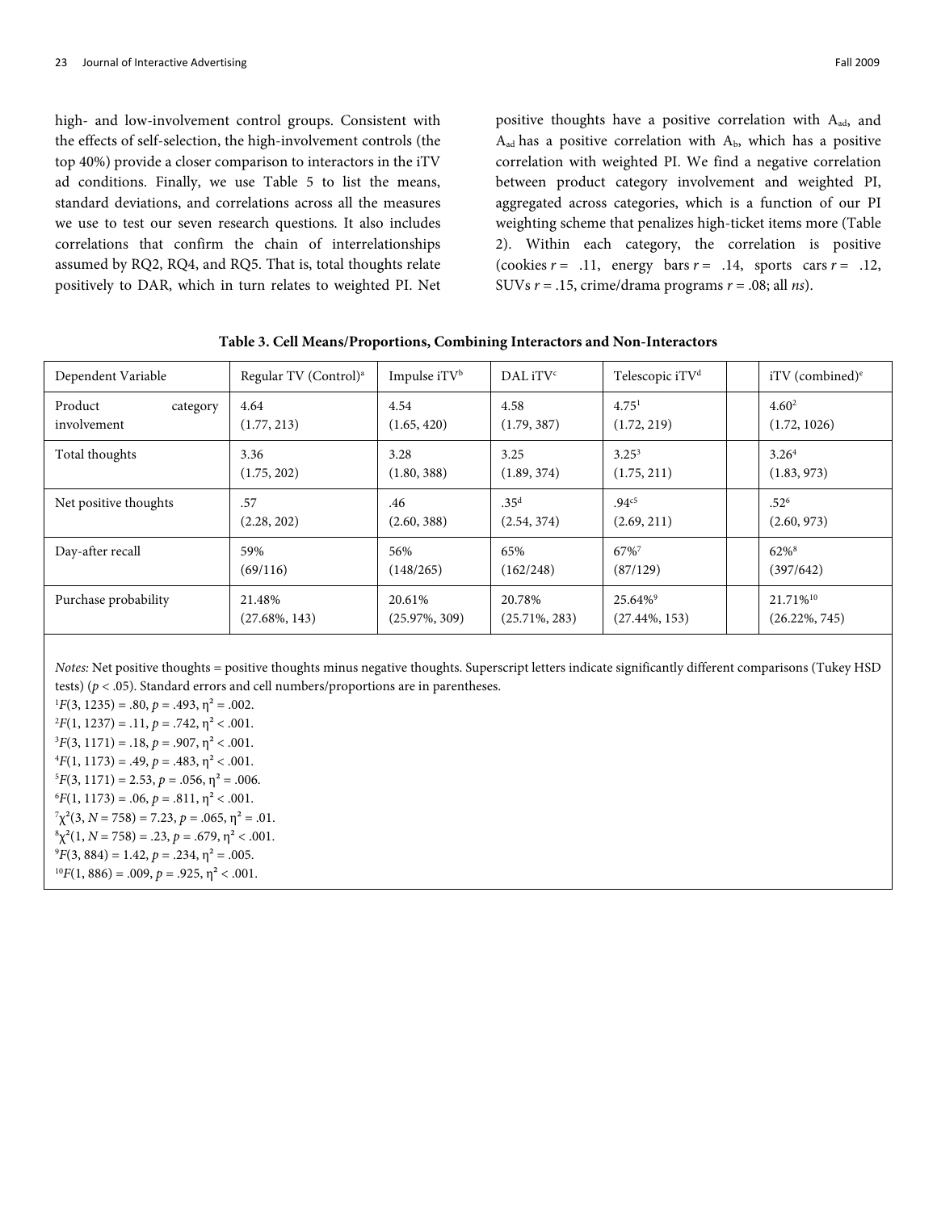high- and low-involvement control groups. Consistent with the effects of self-selection, the high-involvement controls (the top 40%) provide a closer comparison to interactors in the iTV ad conditions. Finally, we use Table 5 to list the means, standard deviations, and correlations across all the measures we use to test our seven research questions. It also includes correlations that confirm the chain of interrelationships assumed by RQ2, RQ4, and RQ5. That is, total thoughts relate positively to DAR, which in turn relates to weighted PI. Net positive thoughts have a positive correlation with $A_{ad}$, and $A_{ad}$ has a positive correlation with $A_b$, which has a positive correlation with weighted PI. We find a negative correlation between product category involvement and weighted PI, aggregated across categories, which is a function of our PI weighting scheme that penalizes high-ticket items more (Table 2). Within each category, the correlation is positive (cookies $r = .11$, energy bars $r = .14$, sports cars $r = .12$, SUVs $r = .15$, crime/drama programs $r = .08$; all *ns*).

**Table 3. Cell Means/Proportions, Combining Interactors and Non-Interactors**

| Dependent Variable | Regular TV (Control)[a] | Impulse iTV[b] | DAL iTV[c] | Telescopic iTV[d] | | iTV (combined)[e] |
|---|---|---|---|---|---|---|
| Product category involvement | 4.64 (1.77, 213) | 4.54 (1.65, 420) | 4.58 (1.79, 387) | 4.75[1] (1.72, 219) | | 4.60[2] (1.72, 1026) |
| Total thoughts | 3.36 (1.75, 202) | 3.28 (1.80, 388) | 3.25 (1.89, 374) | 3.25[3] (1.75, 211) | | 3.26[4] (1.83, 973) |
| Net positive thoughts | .57 (2.28, 202) | .46 (2.60, 388) | .35[d] (2.54, 374) | .94[c5] (2.69, 211) | | .52[6] (2.60, 973) |
| Day-after recall | 59% (69/116) | 56% (148/265) | 65% (162/248) | 67%[7] (87/129) | | 62%[8] (397/642) |
| Purchase probability | 21.48% (27.68%, 143) | 20.61% (25.97%, 309) | 20.78% (25.71%, 283) | 25.64%[9] (27.44%, 153) | | 21.71%[10] (26.22%, 745) |

*Notes:* Net positive thoughts = positive thoughts minus negative thoughts. Superscript letters indicate significantly different comparisons (Tukey HSD tests) ($p < .05$). Standard errors and cell numbers/proportions are in parentheses.

[1] $F(3, 1235) = .80$, $p = .493$, $\eta^2 = .002$.

[2] $F(1, 1237) = .11$, $p = .742$, $\eta^2 < .001$.

[3] $F(3, 1171) = .18$, $p = .907$, $\eta^2 < .001$.

[4] $F(1, 1173) = .49$, $p = .483$, $\eta^2 < .001$.

[5] $F(3, 1171) = 2.53$, $p = .056$, $\eta^2 = .006$.

[6] $F(1, 1173) = .06$, $p = .811$, $\eta^2 < .001$.

[7] $\chi^2(3, N = 758) = 7.23$, $p = .065$, $\eta^2 = .01$.

[8] $\chi^2(1, N = 758) = .23$, $p = .679$, $\eta^2 < .001$.

[9] $F(3, 884) = 1.42$, $p = .234$, $\eta^2 = .005$.

[10] $F(1, 886) = .009$, $p = .925$, $\eta^2 < .001$.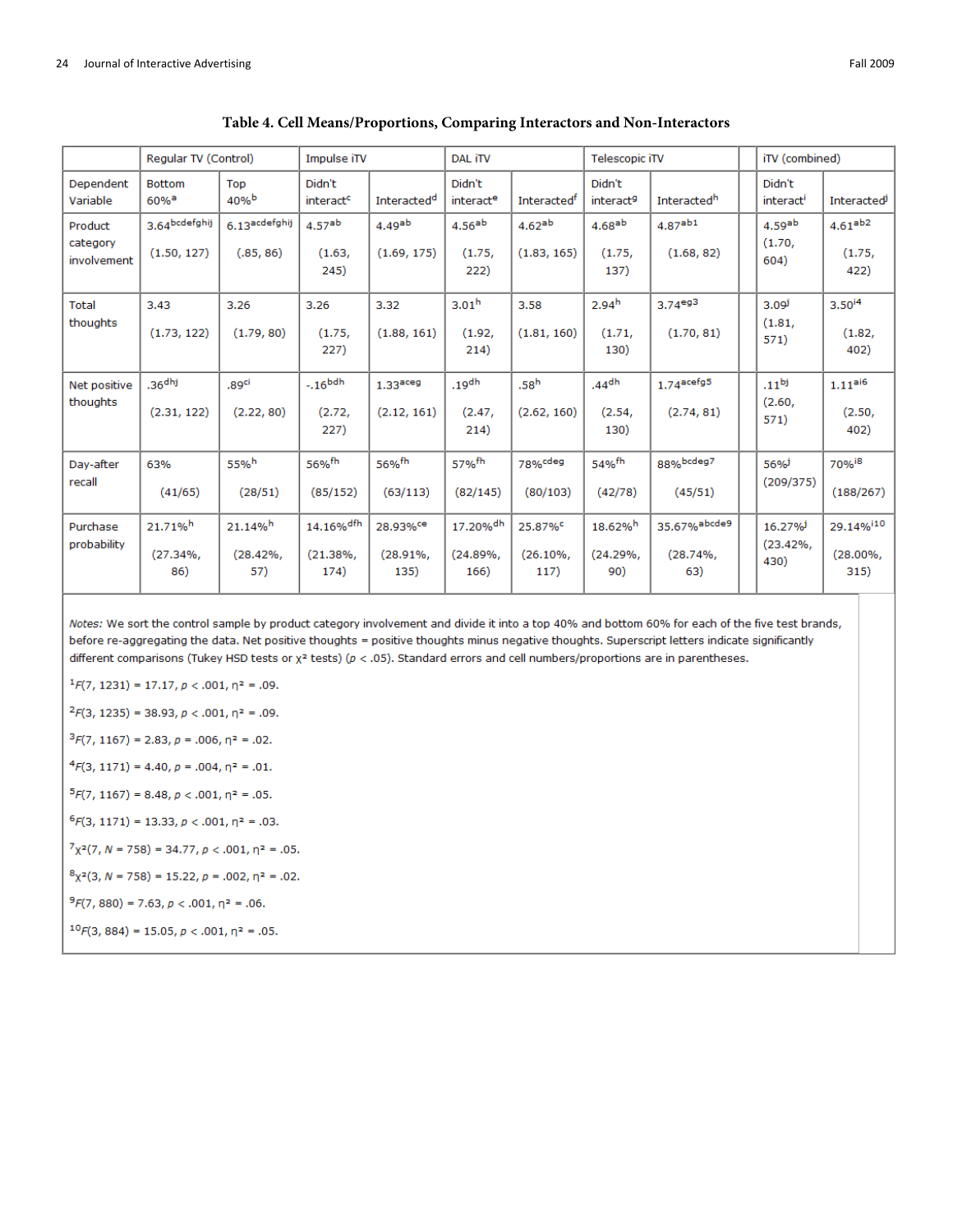**Table 4. Cell Means/Proportions, Comparing Interactors and Non-Interactors**

| | Regular TV (Control) | | Impulse iTV | | DAL iTV | | Telescopic iTV | | iTV (combined) | |
|---|---|---|---|---|---|---|---|---|---|---|
| Dependent Variable | Bottom 60%$^{a}$ | Top 40%$^{b}$ | Didn't interact$^{c}$ | Interacted$^{d}$ | Didn't interact$^{e}$ | Interacted$^{f}$ | Didn't interact$^{g}$ | Interacted$^{h}$ | Didn't interact$^{i}$ | Interacted$^{j}$ |
| Product category involvement | 3.64$^{bcdefghij}$ (1.50, 127) | 6.13$^{acdefghij}$ (.85, 86) | 4.57$^{ab}$ (1.63, 245) | 4.49$^{ab}$ (1.69, 175) | 4.56$^{ab}$ (1.75, 222) | 4.62$^{ab}$ (1.83, 165) | 4.68$^{ab}$ (1.75, 137) | 4.87$^{ab1}$ (1.68, 82) | 4.59$^{ab}$ (1.70, 604) | 4.61$^{ab2}$ (1.75, 422) |
| Total thoughts | 3.43 (1.73, 122) | 3.26 (1.79, 80) | 3.26 (1.75, 227) | 3.32 (1.88, 161) | 3.01$^{h}$ (1.92, 214) | 3.58 (1.81, 160) | 2.94$^{h}$ (1.71, 130) | 3.74$^{eg3}$ (1.70, 81) | 3.09$^{j}$ (1.81, 571) | 3.50$^{i4}$ (1.82, 402) |
| Net positive thoughts | .36$^{dhj}$ (2.31, 122) | .89$^{ci}$ (2.22, 80) | -.16$^{bdh}$ (2.72, 227) | 1.33$^{aceg}$ (2.12, 161) | .19$^{dh}$ (2.47, 214) | .58$^{h}$ (2.62, 160) | .44$^{dh}$ (2.54, 130) | 1.74$^{acefg5}$ (2.74, 81) | .11$^{bj}$ (2.60, 571) | 1.11$^{ai6}$ (2.50, 402) |
| Day-after recall | 63% (41/65) | 55%$^{h}$ (28/51) | 56%$^{fh}$ (85/152) | 56%$^{fh}$ (63/113) | 57%$^{fh}$ (82/145) | 78%$^{cdeg}$ (80/103) | 54%$^{fh}$ (42/78) | 88%$^{bcdeg7}$ (45/51) | 56%$^{j}$ (209/375) | 70%$^{i8}$ (188/267) |
| Purchase probability | 21.71%$^{h}$ (27.34%, 86) | 21.14%$^{h}$ (28.42%, 57) | 14.16%$^{dfh}$ (21.38%, 174) | 28.93%$^{ce}$ (28.91%, 135) | 17.20%$^{dh}$ (24.89%, 166) | 25.87%$^{c}$ (26.10%, 117) | 18.62%$^{h}$ (24.29%, 90) | 35.67%$^{abcde9}$ (28.74%, 63) | 16.27%$^{j}$ (23.42%, 430) | 29.14%$^{i10}$ (28.00%, 315) |

*Notes:* We sort the control sample by product category involvement and divide it into a top 40% and bottom 60% for each of the five test brands, before re-aggregating the data. Net positive thoughts = positive thoughts minus negative thoughts. Superscript letters indicate significantly different comparisons (Tukey HSD tests or $\chi^2$ tests) ($p < .05$). Standard errors and cell numbers/proportions are in parentheses.

[1] $F(7, 1231) = 17.17, p < .001, \eta^2 = .09$.

[2] $F(3, 1235) = 38.93, p < .001, \eta^2 = .09$.

[3] $F(7, 1167) = 2.83, p = .006, \eta^2 = .02$.

[4] $F(3, 1171) = 4.40, p = .004, \eta^2 = .01$.

[5] $F(7, 1167) = 8.48, p < .001, \eta^2 = .05$.

[6] $F(3, 1171) = 13.33, p < .001, \eta^2 = .03$.

[7] $\chi^2(7, N = 758) = 34.77, p < .001, \eta^2 = .05$.

[8] $\chi^2(3, N = 758) = 15.22, p = .002, \eta^2 = .02$.

[9] $F(7, 880) = 7.63, p < .001, \eta^2 = .06$.

[10] $F(3, 884) = 15.05, p < .001, \eta^2 = .05$.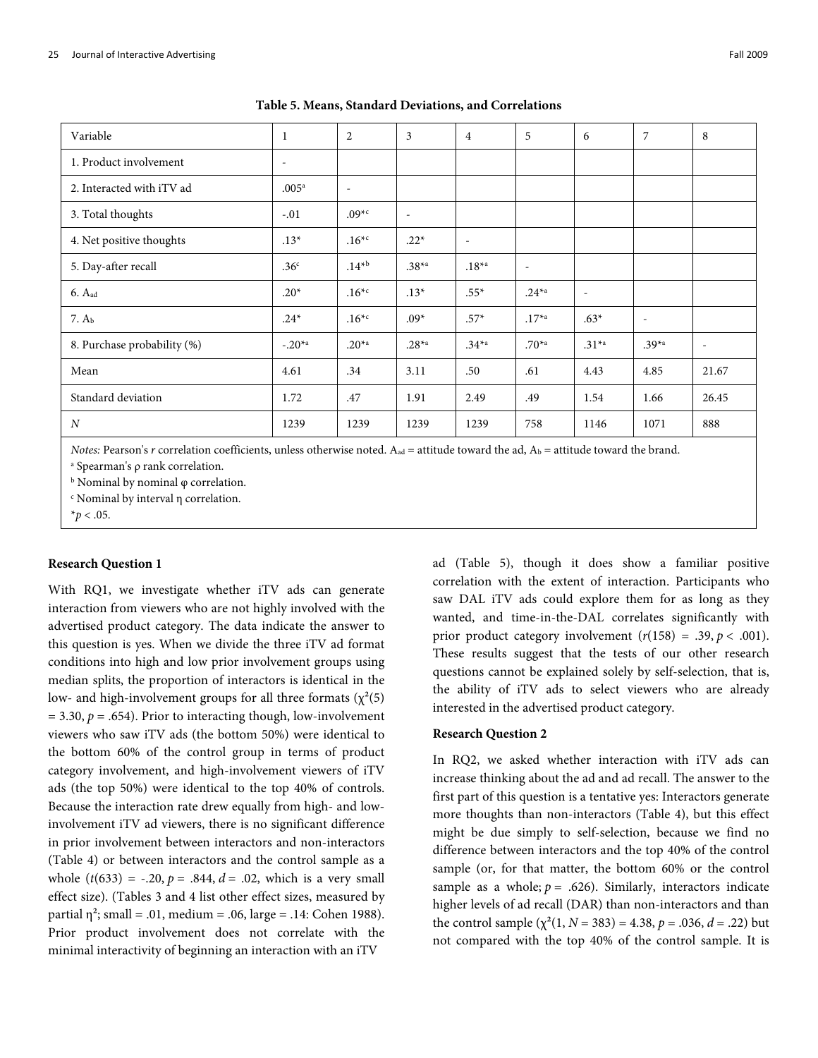**Table 5. Means, Standard Deviations, and Correlations**

| Variable | 1 | 2 | 3 | 4 | 5 | 6 | 7 | 8 |
|---|---|---|---|---|---|---|---|---|
| 1. Product involvement | - | | | | | | | |
| 2. Interacted with iTV ad | .005[a] | - | | | | | | |
| 3. Total thoughts | -.01 | .09*[c] | - | | | | | |
| 4. Net positive thoughts | .13* | .16*[c] | .22* | - | | | | |
| 5. Day-after recall | .36[c] | .14*[b] | .38*[a] | .18*[a] | - | | | |
| 6. $A_{ad}$ | .20* | .16*[c] | .13* | .55* | .24*[a] | - | | |
| 7. $A_b$ | .24* | .16*[c] | .09* | .57* | .17*[a] | .63* | - | |
| 8. Purchase probability (%) | -.20*[a] | .20*[a] | .28*[a] | .34*[a] | .70*[a] | .31*[a] | .39*[a] | - |
| Mean | 4.61 | .34 | 3.11 | .50 | .61 | 4.43 | 4.85 | 21.67 |
| Standard deviation | 1.72 | .47 | 1.91 | 2.49 | .49 | 1.54 | 1.66 | 26.45 |
| *N* | 1239 | 1239 | 1239 | 1239 | 758 | 1146 | 1071 | 888 |

*Notes:* Pearson's *r* correlation coefficients, unless otherwise noted. $A_{ad}$ = attitude toward the ad, $A_b$ = attitude toward the brand.

[a] Spearman's ρ rank correlation.

[b] Nominal by nominal φ correlation.

[c] Nominal by interval η correlation.

*$p < .05$.

**Research Question 1**

With RQ1, we investigate whether iTV ads can generate interaction from viewers who are not highly involved with the advertised product category. The data indicate the answer to this question is yes. When we divide the three iTV ad format conditions into high and low prior involvement groups using median splits, the proportion of interactors is identical in the low- and high-involvement groups for all three formats ($\chi^2(5) = 3.30$, $p = .654$). Prior to interacting though, low-involvement viewers who saw iTV ads (the bottom 50%) were identical to the bottom 60% of the control group in terms of product category involvement, and high-involvement viewers of iTV ads (the top 50%) were identical to the top 40% of controls. Because the interaction rate drew equally from high- and low-involvement iTV ad viewers, there is no significant difference in prior involvement between interactors and non-interactors (Table 4) or between interactors and the control sample as a whole ($t(633) = -.20$, $p = .844$, $d = .02$, which is a very small effect size). (Tables 3 and 4 list other effect sizes, measured by partial $\eta^2$; small = .01, medium = .06, large = .14: Cohen 1988). Prior product involvement does not correlate with the minimal interactivity of beginning an interaction with an iTV ad (Table 5), though it does show a familiar positive correlation with the extent of interaction. Participants who saw DAL iTV ads could explore them for as long as they wanted, and time-in-the-DAL correlates significantly with prior product category involvement ($r(158) = .39$, $p < .001$). These results suggest that the tests of our other research questions cannot be explained solely by self-selection, that is, the ability of iTV ads to select viewers who are already interested in the advertised product category.

**Research Question 2**

In RQ2, we asked whether interaction with iTV ads can increase thinking about the ad and ad recall. The answer to the first part of this question is a tentative yes: Interactors generate more thoughts than non-interactors (Table 4), but this effect might be due simply to self-selection, because we find no difference between interactors and the top 40% of the control sample (or, for that matter, the bottom 60% or the control sample as a whole; $p = .626$). Similarly, interactors indicate higher levels of ad recall (DAR) than non-interactors and than the control sample ($\chi^2(1, N = 383) = 4.38$, $p = .036$, $d = .22$) but not compared with the top 40% of the control sample. It is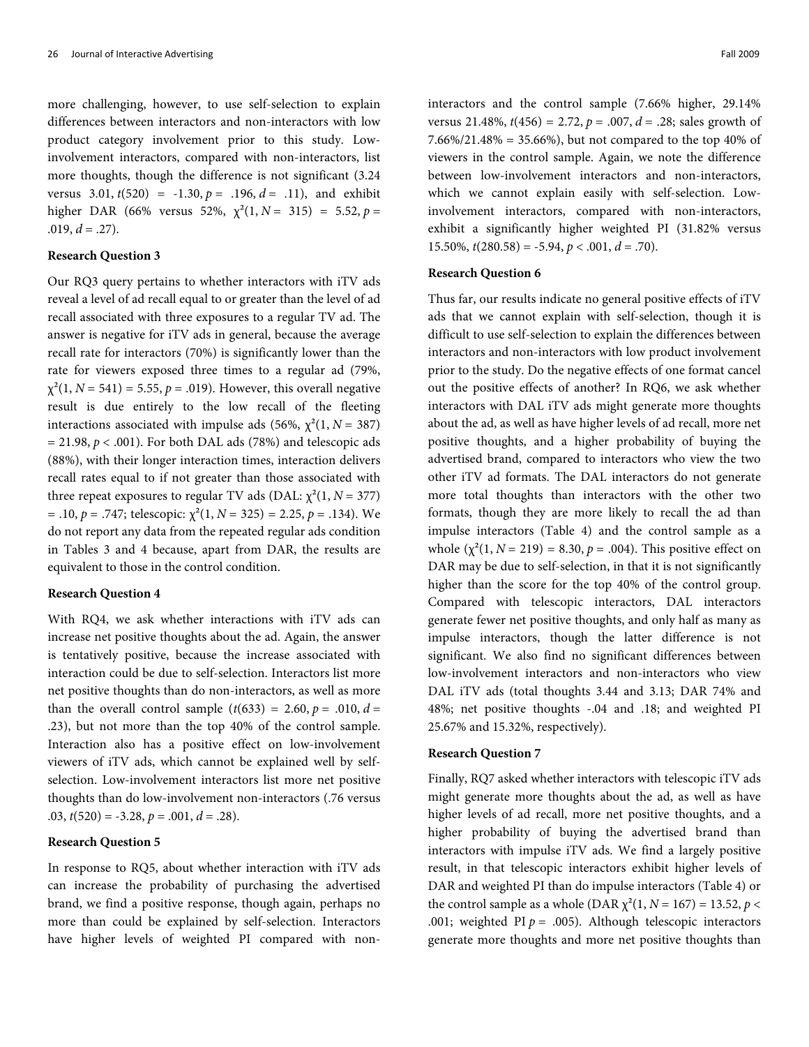more challenging, however, to use self-selection to explain differences between interactors and non-interactors with low product category involvement prior to this study. Low-involvement interactors, compared with non-interactors, list more thoughts, though the difference is not significant (3.24 versus 3.01, $t(520) = -1.30$, $p = .196$, $d = .11$), and exhibit higher DAR (66% versus 52%, $\chi^2(1, N = 315) = 5.52$, $p = .019$, $d = .27$).

**Research Question 3**

Our RQ3 query pertains to whether interactors with iTV ads reveal a level of ad recall equal to or greater than the level of ad recall associated with three exposures to a regular TV ad. The answer is negative for iTV ads in general, because the average recall rate for interactors (70%) is significantly lower than the rate for viewers exposed three times to a regular ad (79%, $\chi^2(1, N = 541) = 5.55$, $p = .019$). However, this overall negative result is due entirely to the low recall of the fleeting interactions associated with impulse ads (56%, $\chi^2(1, N = 387) = 21.98$, $p < .001$). For both DAL ads (78%) and telescopic ads (88%), with their longer interaction times, interaction delivers recall rates equal to if not greater than those associated with three repeat exposures to regular TV ads (DAL: $\chi^2(1, N = 377) = .10$, $p = .747$; telescopic: $\chi^2(1, N = 325) = 2.25$, $p = .134$). We do not report any data from the repeated regular ads condition in Tables 3 and 4 because, apart from DAR, the results are equivalent to those in the control condition.

**Research Question 4**

With RQ4, we ask whether interactions with iTV ads can increase net positive thoughts about the ad. Again, the answer is tentatively positive, because the increase associated with interaction could be due to self-selection. Interactors list more net positive thoughts than do non-interactors, as well as more than the overall control sample ($t(633) = 2.60$, $p = .010$, $d = .23$), but not more than the top 40% of the control sample. Interaction also has a positive effect on low-involvement viewers of iTV ads, which cannot be explained well by self-selection. Low-involvement interactors list more net positive thoughts than do low-involvement non-interactors (.76 versus .03, $t(520) = -3.28$, $p = .001$, $d = .28$).

**Research Question 5**

In response to RQ5, about whether interaction with iTV ads can increase the probability of purchasing the advertised brand, we find a positive response, though again, perhaps no more than could be explained by self-selection. Interactors have higher levels of weighted PI compared with non-interactors and the control sample (7.66% higher, 29.14% versus 21.48%, $t(456) = 2.72$, $p = .007$, $d = .28$; sales growth of 7.66%/21.48% = 35.66%), but not compared to the top 40% of viewers in the control sample. Again, we note the difference between low-involvement interactors and non-interactors, which we cannot explain easily with self-selection. Low-involvement interactors, compared with non-interactors, exhibit a significantly higher weighted PI (31.82% versus 15.50%, $t(280.58) = -5.94$, $p < .001$, $d = .70$).

**Research Question 6**

Thus far, our results indicate no general positive effects of iTV ads that we cannot explain with self-selection, though it is difficult to use self-selection to explain the differences between interactors and non-interactors with low product involvement prior to the study. Do the negative effects of one format cancel out the positive effects of another? In RQ6, we ask whether interactors with DAL iTV ads might generate more thoughts about the ad, as well as have higher levels of ad recall, more net positive thoughts, and a higher probability of buying the advertised brand, compared to interactors who view the two other iTV ad formats. The DAL interactors do not generate more total thoughts than interactors with the other two formats, though they are more likely to recall the ad than impulse interactors (Table 4) and the control sample as a whole ($\chi^2(1, N = 219) = 8.30$, $p = .004$). This positive effect on DAR may be due to self-selection, in that it is not significantly higher than the score for the top 40% of the control group. Compared with telescopic interactors, DAL interactors generate fewer net positive thoughts, and only half as many as impulse interactors, though the latter difference is not significant. We also find no significant differences between low-involvement interactors and non-interactors who view DAL iTV ads (total thoughts 3.44 and 3.13; DAR 74% and 48%; net positive thoughts -.04 and .18; and weighted PI 25.67% and 15.32%, respectively).

**Research Question 7**

Finally, RQ7 asked whether interactors with telescopic iTV ads might generate more thoughts about the ad, as well as have higher levels of ad recall, more net positive thoughts, and a higher probability of buying the advertised brand than interactors with impulse iTV ads. We find a largely positive result, in that telescopic interactors exhibit higher levels of DAR and weighted PI than do impulse interactors (Table 4) or the control sample as a whole (DAR $\chi^2(1, N = 167) = 13.52$, $p < .001$; weighted PI $p = .005$). Although telescopic interactors generate more thoughts and more net positive thoughts than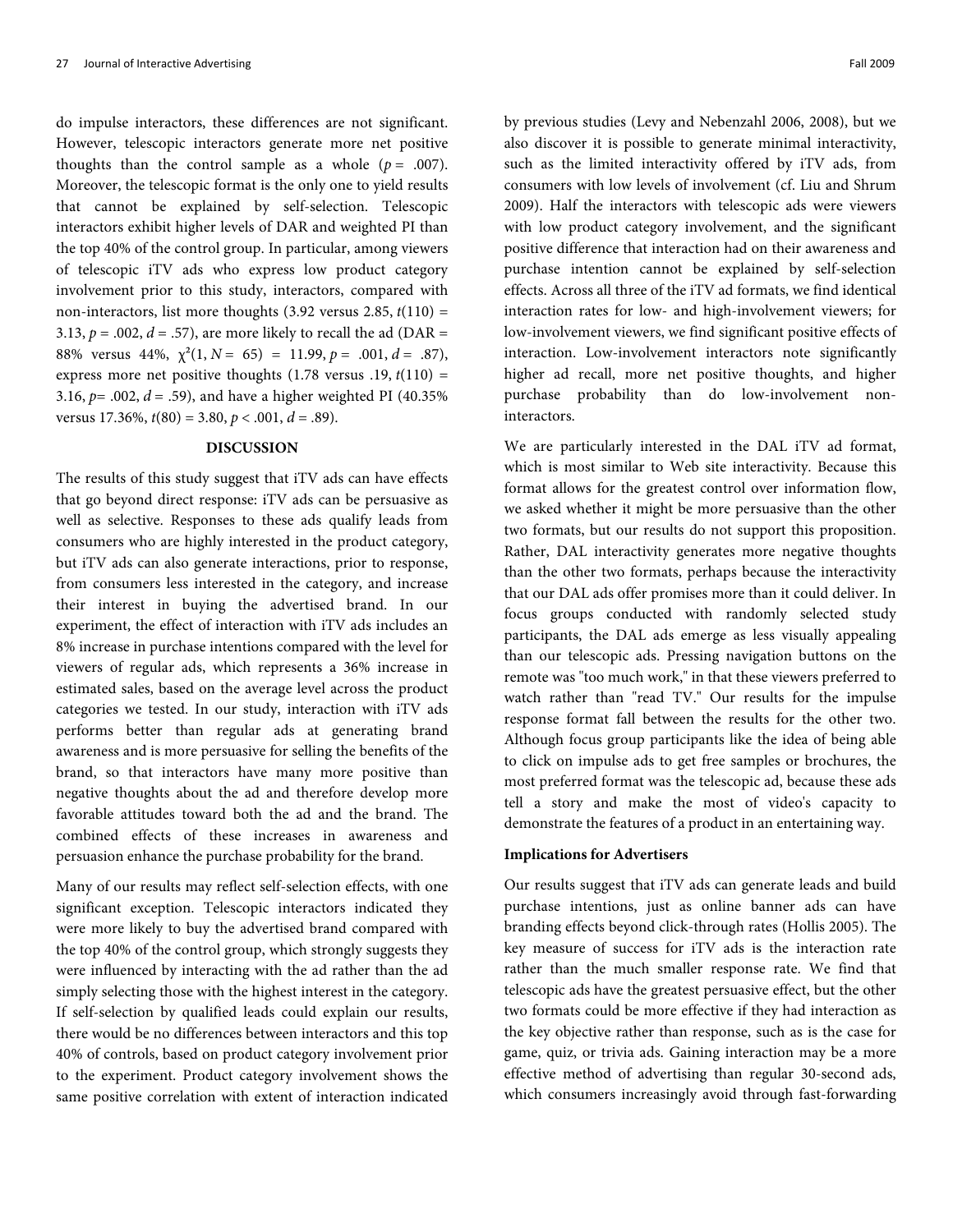do impulse interactors, these differences are not significant. However, telescopic interactors generate more net positive thoughts than the control sample as a whole ($p$ = .007). Moreover, the telescopic format is the only one to yield results that cannot be explained by self-selection. Telescopic interactors exhibit higher levels of DAR and weighted PI than the top 40% of the control group. In particular, among viewers of telescopic iTV ads who express low product category involvement prior to this study, interactors, compared with non-interactors, list more thoughts (3.92 versus 2.85, $t(110)$ = 3.13, $p$ = .002, $d$ = .57), are more likely to recall the ad (DAR = 88% versus 44%, $\chi^2(1, N = 65)$ = 11.99, $p$ = .001, $d$ = .87), express more net positive thoughts (1.78 versus .19, $t(110)$ = 3.16, $p$= .002, $d$ = .59), and have a higher weighted PI (40.35% versus 17.36%, $t(80)$ = 3.80, $p$ < .001, $d$ = .89).

## DISCUSSION

The results of this study suggest that iTV ads can have effects that go beyond direct response: iTV ads can be persuasive as well as selective. Responses to these ads qualify leads from consumers who are highly interested in the product category, but iTV ads can also generate interactions, prior to response, from consumers less interested in the category, and increase their interest in buying the advertised brand. In our experiment, the effect of interaction with iTV ads includes an 8% increase in purchase intentions compared with the level for viewers of regular ads, which represents a 36% increase in estimated sales, based on the average level across the product categories we tested. In our study, interaction with iTV ads performs better than regular ads at generating brand awareness and is more persuasive for selling the benefits of the brand, so that interactors have many more positive than negative thoughts about the ad and therefore develop more favorable attitudes toward both the ad and the brand. The combined effects of these increases in awareness and persuasion enhance the purchase probability for the brand.

Many of our results may reflect self-selection effects, with one significant exception. Telescopic interactors indicated they were more likely to buy the advertised brand compared with the top 40% of the control group, which strongly suggests they were influenced by interacting with the ad rather than the ad simply selecting those with the highest interest in the category. If self-selection by qualified leads could explain our results, there would be no differences between interactors and this top 40% of controls, based on product category involvement prior to the experiment. Product category involvement shows the same positive correlation with extent of interaction indicated by previous studies (Levy and Nebenzahl 2006, 2008), but we also discover it is possible to generate minimal interactivity, such as the limited interactivity offered by iTV ads, from consumers with low levels of involvement (cf. Liu and Shrum 2009). Half the interactors with telescopic ads were viewers with low product category involvement, and the significant positive difference that interaction had on their awareness and purchase intention cannot be explained by self-selection effects. Across all three of the iTV ad formats, we find identical interaction rates for low- and high-involvement viewers; for low-involvement viewers, we find significant positive effects of interaction. Low-involvement interactors note significantly higher ad recall, more net positive thoughts, and higher purchase probability than do low-involvement non-interactors.

We are particularly interested in the DAL iTV ad format, which is most similar to Web site interactivity. Because this format allows for the greatest control over information flow, we asked whether it might be more persuasive than the other two formats, but our results do not support this proposition. Rather, DAL interactivity generates more negative thoughts than the other two formats, perhaps because the interactivity that our DAL ads offer promises more than it could deliver. In focus groups conducted with randomly selected study participants, the DAL ads emerge as less visually appealing than our telescopic ads. Pressing navigation buttons on the remote was "too much work," in that these viewers preferred to watch rather than "read TV." Our results for the impulse response format fall between the results for the other two. Although focus group participants like the idea of being able to click on impulse ads to get free samples or brochures, the most preferred format was the telescopic ad, because these ads tell a story and make the most of video's capacity to demonstrate the features of a product in an entertaining way.

### Implications for Advertisers

Our results suggest that iTV ads can generate leads and build purchase intentions, just as online banner ads can have branding effects beyond click-through rates (Hollis 2005). The key measure of success for iTV ads is the interaction rate rather than the much smaller response rate. We find that telescopic ads have the greatest persuasive effect, but the other two formats could be more effective if they had interaction as the key objective rather than response, such as is the case for game, quiz, or trivia ads. Gaining interaction may be a more effective method of advertising than regular 30-second ads, which consumers increasingly avoid through fast-forwarding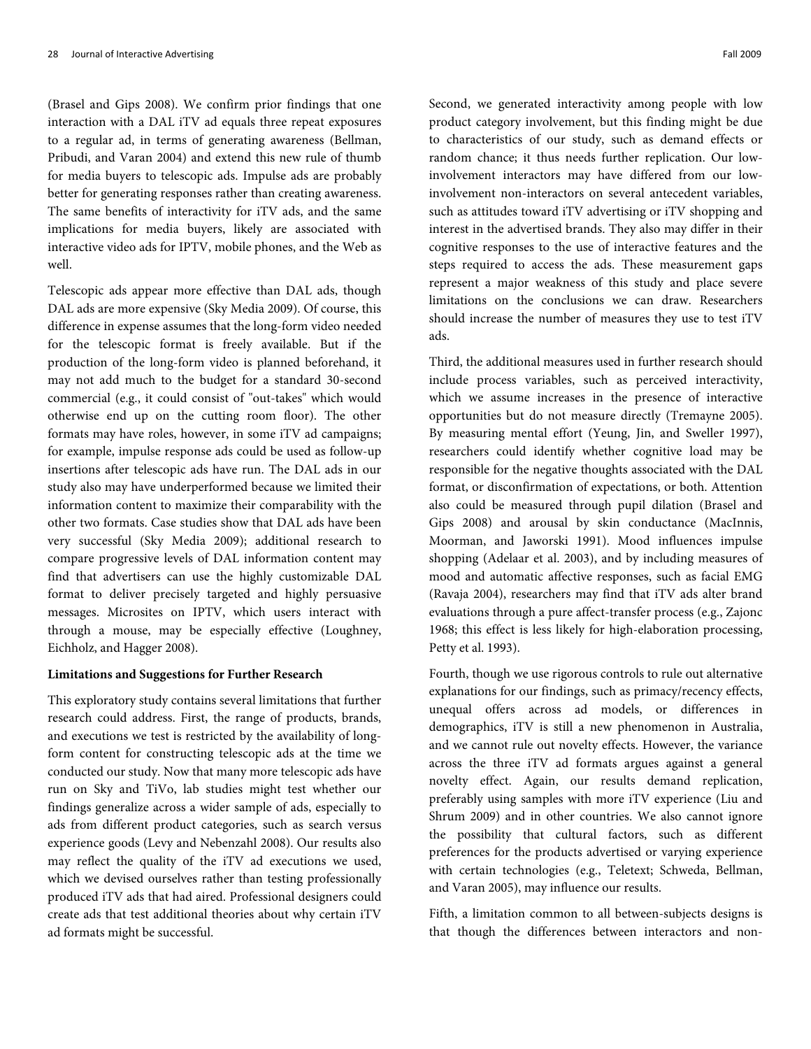(Brasel and Gips 2008). We confirm prior findings that one interaction with a DAL iTV ad equals three repeat exposures to a regular ad, in terms of generating awareness (Bellman, Pribudi, and Varan 2004) and extend this new rule of thumb for media buyers to telescopic ads. Impulse ads are probably better for generating responses rather than creating awareness. The same benefits of interactivity for iTV ads, and the same implications for media buyers, likely are associated with interactive video ads for IPTV, mobile phones, and the Web as well.

Telescopic ads appear more effective than DAL ads, though DAL ads are more expensive (Sky Media 2009). Of course, this difference in expense assumes that the long-form video needed for the telescopic format is freely available. But if the production of the long-form video is planned beforehand, it may not add much to the budget for a standard 30-second commercial (e.g., it could consist of "out-takes" which would otherwise end up on the cutting room floor). The other formats may have roles, however, in some iTV ad campaigns; for example, impulse response ads could be used as follow-up insertions after telescopic ads have run. The DAL ads in our study also may have underperformed because we limited their information content to maximize their comparability with the other two formats. Case studies show that DAL ads have been very successful (Sky Media 2009); additional research to compare progressive levels of DAL information content may find that advertisers can use the highly customizable DAL format to deliver precisely targeted and highly persuasive messages. Microsites on IPTV, which users interact with through a mouse, may be especially effective (Loughney, Eichholz, and Hagger 2008).

**Limitations and Suggestions for Further Research**

This exploratory study contains several limitations that further research could address. First, the range of products, brands, and executions we test is restricted by the availability of long-form content for constructing telescopic ads at the time we conducted our study. Now that many more telescopic ads have run on Sky and TiVo, lab studies might test whether our findings generalize across a wider sample of ads, especially to ads from different product categories, such as search versus experience goods (Levy and Nebenzahl 2008). Our results also may reflect the quality of the iTV ad executions we used, which we devised ourselves rather than testing professionally produced iTV ads that had aired. Professional designers could create ads that test additional theories about why certain iTV ad formats might be successful.

Second, we generated interactivity among people with low product category involvement, but this finding might be due to characteristics of our study, such as demand effects or random chance; it thus needs further replication. Our low-involvement interactors may have differed from our low-involvement non-interactors on several antecedent variables, such as attitudes toward iTV advertising or iTV shopping and interest in the advertised brands. They also may differ in their cognitive responses to the use of interactive features and the steps required to access the ads. These measurement gaps represent a major weakness of this study and place severe limitations on the conclusions we can draw. Researchers should increase the number of measures they use to test iTV ads.

Third, the additional measures used in further research should include process variables, such as perceived interactivity, which we assume increases in the presence of interactive opportunities but do not measure directly (Tremayne 2005). By measuring mental effort (Yeung, Jin, and Sweller 1997), researchers could identify whether cognitive load may be responsible for the negative thoughts associated with the DAL format, or disconfirmation of expectations, or both. Attention also could be measured through pupil dilation (Brasel and Gips 2008) and arousal by skin conductance (MacInnis, Moorman, and Jaworski 1991). Mood influences impulse shopping (Adelaar et al. 2003), and by including measures of mood and automatic affective responses, such as facial EMG (Ravaja 2004), researchers may find that iTV ads alter brand evaluations through a pure affect-transfer process (e.g., Zajonc 1968; this effect is less likely for high-elaboration processing, Petty et al. 1993).

Fourth, though we use rigorous controls to rule out alternative explanations for our findings, such as primacy/recency effects, unequal offers across ad models, or differences in demographics, iTV is still a new phenomenon in Australia, and we cannot rule out novelty effects. However, the variance across the three iTV ad formats argues against a general novelty effect. Again, our results demand replication, preferably using samples with more iTV experience (Liu and Shrum 2009) and in other countries. We also cannot ignore the possibility that cultural factors, such as different preferences for the products advertised or varying experience with certain technologies (e.g., Teletext; Schweda, Bellman, and Varan 2005), may influence our results.

Fifth, a limitation common to all between-subjects designs is that though the differences between interactors and non-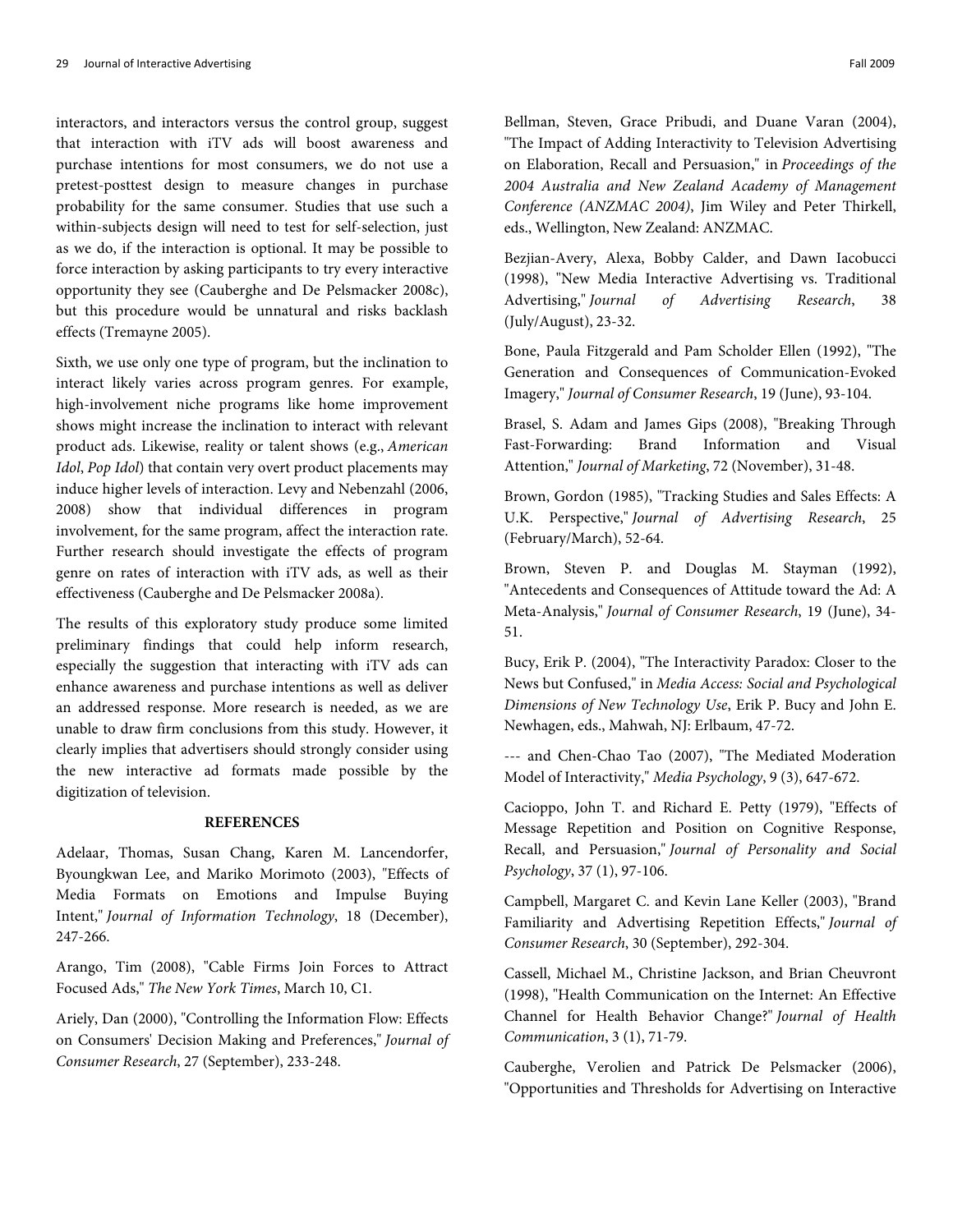interactors, and interactors versus the control group, suggest that interaction with iTV ads will boost awareness and purchase intentions for most consumers, we do not use a pretest-posttest design to measure changes in purchase probability for the same consumer. Studies that use such a within-subjects design will need to test for self-selection, just as we do, if the interaction is optional. It may be possible to force interaction by asking participants to try every interactive opportunity they see (Cauberghe and De Pelsmacker 2008c), but this procedure would be unnatural and risks backlash effects (Tremayne 2005).

Sixth, we use only one type of program, but the inclination to interact likely varies across program genres. For example, high-involvement niche programs like home improvement shows might increase the inclination to interact with relevant product ads. Likewise, reality or talent shows (e.g., *American Idol*, *Pop Idol*) that contain very overt product placements may induce higher levels of interaction. Levy and Nebenzahl (2006, 2008) show that individual differences in program involvement, for the same program, affect the interaction rate. Further research should investigate the effects of program genre on rates of interaction with iTV ads, as well as their effectiveness (Cauberghe and De Pelsmacker 2008a).

The results of this exploratory study produce some limited preliminary findings that could help inform research, especially the suggestion that interacting with iTV ads can enhance awareness and purchase intentions as well as deliver an addressed response. More research is needed, as we are unable to draw firm conclusions from this study. However, it clearly implies that advertisers should strongly consider using the new interactive ad formats made possible by the digitization of television.

## REFERENCES

Adelaar, Thomas, Susan Chang, Karen M. Lancendorfer, Byoungkwan Lee, and Mariko Morimoto (2003), "Effects of Media Formats on Emotions and Impulse Buying Intent," *Journal of Information Technology*, 18 (December), 247-266.

Arango, Tim (2008), "Cable Firms Join Forces to Attract Focused Ads," *The New York Times*, March 10, C1.

Ariely, Dan (2000), "Controlling the Information Flow: Effects on Consumers' Decision Making and Preferences," *Journal of Consumer Research*, 27 (September), 233-248.

Bellman, Steven, Grace Pribudi, and Duane Varan (2004), "The Impact of Adding Interactivity to Television Advertising on Elaboration, Recall and Persuasion," in *Proceedings of the 2004 Australia and New Zealand Academy of Management Conference (ANZMAC 2004)*, Jim Wiley and Peter Thirkell, eds., Wellington, New Zealand: ANZMAC.

Bezjian-Avery, Alexa, Bobby Calder, and Dawn Iacobucci (1998), "New Media Interactive Advertising vs. Traditional Advertising," *Journal of Advertising Research*, 38 (July/August), 23-32.

Bone, Paula Fitzgerald and Pam Scholder Ellen (1992), "The Generation and Consequences of Communication-Evoked Imagery," *Journal of Consumer Research*, 19 (June), 93-104.

Brasel, S. Adam and James Gips (2008), "Breaking Through Fast-Forwarding: Brand Information and Visual Attention," *Journal of Marketing*, 72 (November), 31-48.

Brown, Gordon (1985), "Tracking Studies and Sales Effects: A U.K. Perspective," *Journal of Advertising Research*, 25 (February/March), 52-64.

Brown, Steven P. and Douglas M. Stayman (1992), "Antecedents and Consequences of Attitude toward the Ad: A Meta-Analysis," *Journal of Consumer Research*, 19 (June), 34-51.

Bucy, Erik P. (2004), "The Interactivity Paradox: Closer to the News but Confused," in *Media Access: Social and Psychological Dimensions of New Technology Use*, Erik P. Bucy and John E. Newhagen, eds., Mahwah, NJ: Erlbaum, 47-72.

--- and Chen-Chao Tao (2007), "The Mediated Moderation Model of Interactivity," *Media Psychology*, 9 (3), 647-672.

Cacioppo, John T. and Richard E. Petty (1979), "Effects of Message Repetition and Position on Cognitive Response, Recall, and Persuasion," *Journal of Personality and Social Psychology*, 37 (1), 97-106.

Campbell, Margaret C. and Kevin Lane Keller (2003), "Brand Familiarity and Advertising Repetition Effects," *Journal of Consumer Research*, 30 (September), 292-304.

Cassell, Michael M., Christine Jackson, and Brian Cheuvront (1998), "Health Communication on the Internet: An Effective Channel for Health Behavior Change?" *Journal of Health Communication*, 3 (1), 71-79.

Cauberghe, Verolien and Patrick De Pelsmacker (2006), "Opportunities and Thresholds for Advertising on Interactive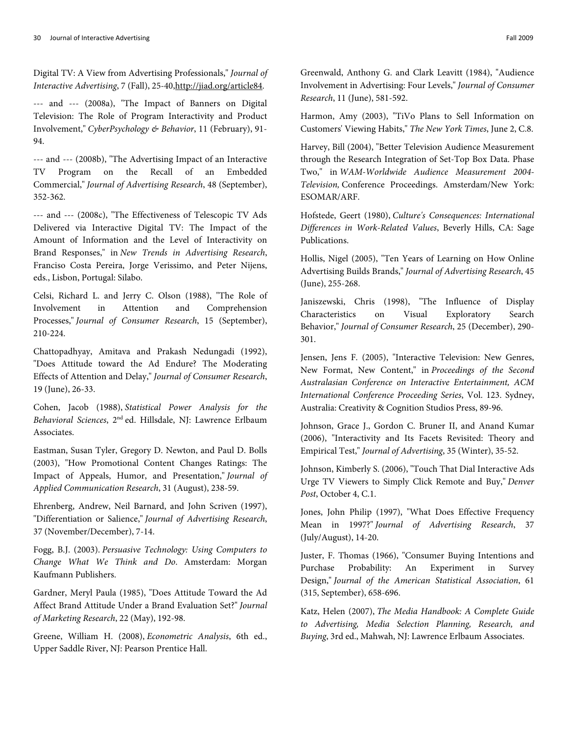Digital TV: A View from Advertising Professionals," *Journal of Interactive Advertising*, 7 (Fall), 25-40,http://jiad.org/article84.

--- and --- (2008a), "The Impact of Banners on Digital Television: The Role of Program Interactivity and Product Involvement," *CyberPsychology & Behavior*, 11 (February), 91-94.

--- and --- (2008b), "The Advertising Impact of an Interactive TV Program on the Recall of an Embedded Commercial," *Journal of Advertising Research*, 48 (September), 352-362.

--- and --- (2008c), "The Effectiveness of Telescopic TV Ads Delivered via Interactive Digital TV: The Impact of the Amount of Information and the Level of Interactivity on Brand Responses," in *New Trends in Advertising Research*, Franciso Costa Pereira, Jorge Verissimo, and Peter Nijens, eds., Lisbon, Portugal: Silabo.

Celsi, Richard L. and Jerry C. Olson (1988), "The Role of Involvement in Attention and Comprehension Processes," *Journal of Consumer Research*, 15 (September), 210-224.

Chattopadhyay, Amitava and Prakash Nedungadi (1992), "Does Attitude toward the Ad Endure? The Moderating Effects of Attention and Delay," *Journal of Consumer Research*, 19 (June), 26-33.

Cohen, Jacob (1988), *Statistical Power Analysis for the Behavioral Sciences*, 2nd ed. Hillsdale, NJ: Lawrence Erlbaum Associates.

Eastman, Susan Tyler, Gregory D. Newton, and Paul D. Bolls (2003), "How Promotional Content Changes Ratings: The Impact of Appeals, Humor, and Presentation," *Journal of Applied Communication Research*, 31 (August), 238-59.

Ehrenberg, Andrew, Neil Barnard, and John Scriven (1997), "Differentiation or Salience," *Journal of Advertising Research*, 37 (November/December), 7-14.

Fogg, B.J. (2003). *Persuasive Technology: Using Computers to Change What We Think and Do*. Amsterdam: Morgan Kaufmann Publishers.

Gardner, Meryl Paula (1985), "Does Attitude Toward the Ad Affect Brand Attitude Under a Brand Evaluation Set?" *Journal of Marketing Research*, 22 (May), 192-98.

Greene, William H. (2008), *Econometric Analysis*, 6th ed., Upper Saddle River, NJ: Pearson Prentice Hall.

Greenwald, Anthony G. and Clark Leavitt (1984), "Audience Involvement in Advertising: Four Levels," *Journal of Consumer Research*, 11 (June), 581-592.

Harmon, Amy (2003), "TiVo Plans to Sell Information on Customers' Viewing Habits," *The New York Times*, June 2, C.8.

Harvey, Bill (2004), "Better Television Audience Measurement through the Research Integration of Set-Top Box Data. Phase Two," in *WAM-Worldwide Audience Measurement 2004-Television,* Conference Proceedings. Amsterdam/New York: ESOMAR/ARF.

Hofstede, Geert (1980), *Culture's Consequences: International Differences in Work-Related Values*, Beverly Hills, CA: Sage Publications.

Hollis, Nigel (2005), "Ten Years of Learning on How Online Advertising Builds Brands," *Journal of Advertising Research*, 45 (June), 255-268.

Janiszewski, Chris (1998), "The Influence of Display Characteristics on Visual Exploratory Search Behavior," *Journal of Consumer Research*, 25 (December), 290-301.

Jensen, Jens F. (2005), "Interactive Television: New Genres, New Format, New Content," in *Proceedings of the Second Australasian Conference on Interactive Entertainment, ACM International Conference Proceeding Series*, Vol. 123. Sydney, Australia: Creativity & Cognition Studios Press, 89-96.

Johnson, Grace J., Gordon C. Bruner II, and Anand Kumar (2006), "Interactivity and Its Facets Revisited: Theory and Empirical Test," *Journal of Advertising*, 35 (Winter), 35-52.

Johnson, Kimberly S. (2006), "Touch That Dial Interactive Ads Urge TV Viewers to Simply Click Remote and Buy," *Denver Post*, October 4, C.1.

Jones, John Philip (1997), "What Does Effective Frequency Mean in 1997?" *Journal of Advertising Research*, 37 (July/August), 14-20.

Juster, F. Thomas (1966), "Consumer Buying Intentions and Purchase Probability: An Experiment in Survey Design," *Journal of the American Statistical Association*, 61 (315, September), 658-696.

Katz, Helen (2007), *The Media Handbook: A Complete Guide to Advertising, Media Selection Planning, Research, and Buying*, 3rd ed., Mahwah, NJ: Lawrence Erlbaum Associates.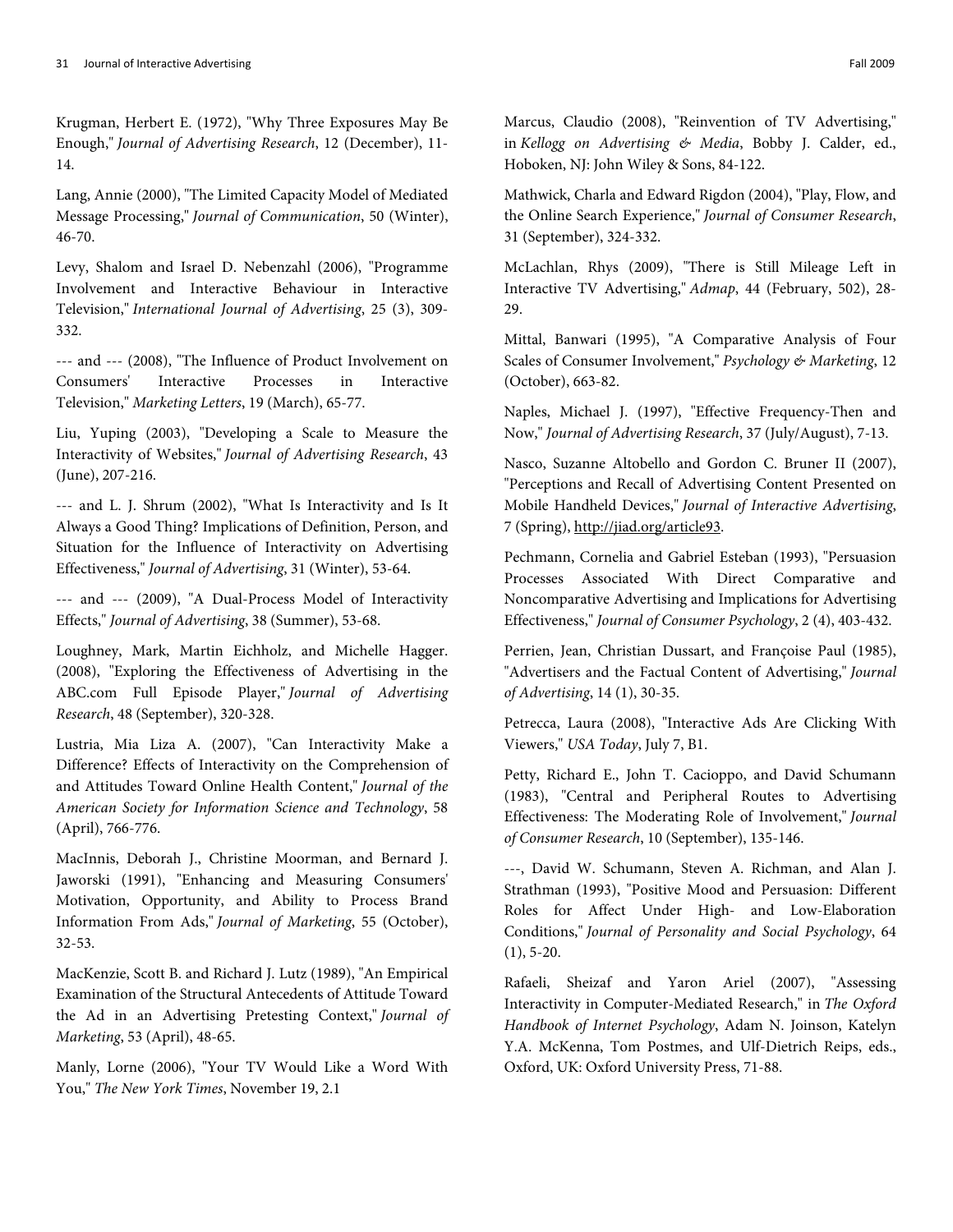Krugman, Herbert E. (1972), "Why Three Exposures May Be Enough," *Journal of Advertising Research*, 12 (December), 11-14.

Lang, Annie (2000), "The Limited Capacity Model of Mediated Message Processing," *Journal of Communication*, 50 (Winter), 46-70.

Levy, Shalom and Israel D. Nebenzahl (2006), "Programme Involvement and Interactive Behaviour in Interactive Television," *International Journal of Advertising*, 25 (3), 309-332.

--- and --- (2008), "The Influence of Product Involvement on Consumers' Interactive Processes in Interactive Television," *Marketing Letters*, 19 (March), 65-77.

Liu, Yuping (2003), "Developing a Scale to Measure the Interactivity of Websites," *Journal of Advertising Research*, 43 (June), 207-216.

--- and L. J. Shrum (2002), "What Is Interactivity and Is It Always a Good Thing? Implications of Definition, Person, and Situation for the Influence of Interactivity on Advertising Effectiveness," *Journal of Advertising*, 31 (Winter), 53-64.

--- and --- (2009), "A Dual-Process Model of Interactivity Effects," *Journal of Advertising*, 38 (Summer), 53-68.

Loughney, Mark, Martin Eichholz, and Michelle Hagger. (2008), "Exploring the Effectiveness of Advertising in the ABC.com Full Episode Player," *Journal of Advertising Research*, 48 (September), 320-328.

Lustria, Mia Liza A. (2007), "Can Interactivity Make a Difference? Effects of Interactivity on the Comprehension of and Attitudes Toward Online Health Content," *Journal of the American Society for Information Science and Technology*, 58 (April), 766-776.

MacInnis, Deborah J., Christine Moorman, and Bernard J. Jaworski (1991), "Enhancing and Measuring Consumers' Motivation, Opportunity, and Ability to Process Brand Information From Ads," *Journal of Marketing*, 55 (October), 32-53.

MacKenzie, Scott B. and Richard J. Lutz (1989), "An Empirical Examination of the Structural Antecedents of Attitude Toward the Ad in an Advertising Pretesting Context," *Journal of Marketing*, 53 (April), 48-65.

Manly, Lorne (2006), "Your TV Would Like a Word With You," *The New York Times*, November 19, 2.1

Marcus, Claudio (2008), "Reinvention of TV Advertising," in *Kellogg on Advertising & Media*, Bobby J. Calder, ed., Hoboken, NJ: John Wiley & Sons, 84-122.

Mathwick, Charla and Edward Rigdon (2004), "Play, Flow, and the Online Search Experience," *Journal of Consumer Research*, 31 (September), 324-332.

McLachlan, Rhys (2009), "There is Still Mileage Left in Interactive TV Advertising," *Admap*, 44 (February, 502), 28-29.

Mittal, Banwari (1995), "A Comparative Analysis of Four Scales of Consumer Involvement," *Psychology & Marketing*, 12 (October), 663-82.

Naples, Michael J. (1997), "Effective Frequency-Then and Now," *Journal of Advertising Research*, 37 (July/August), 7-13.

Nasco, Suzanne Altobello and Gordon C. Bruner II (2007), "Perceptions and Recall of Advertising Content Presented on Mobile Handheld Devices," *Journal of Interactive Advertising*, 7 (Spring), http://jiad.org/article93.

Pechmann, Cornelia and Gabriel Esteban (1993), "Persuasion Processes Associated With Direct Comparative and Noncomparative Advertising and Implications for Advertising Effectiveness," *Journal of Consumer Psychology*, 2 (4), 403-432.

Perrien, Jean, Christian Dussart, and Françoise Paul (1985), "Advertisers and the Factual Content of Advertising," *Journal of Advertising*, 14 (1), 30-35.

Petrecca, Laura (2008), "Interactive Ads Are Clicking With Viewers," *USA Today*, July 7, B1.

Petty, Richard E., John T. Cacioppo, and David Schumann (1983), "Central and Peripheral Routes to Advertising Effectiveness: The Moderating Role of Involvement," *Journal of Consumer Research*, 10 (September), 135-146.

---, David W. Schumann, Steven A. Richman, and Alan J. Strathman (1993), "Positive Mood and Persuasion: Different Roles for Affect Under High- and Low-Elaboration Conditions," *Journal of Personality and Social Psychology*, 64 (1), 5-20.

Rafaeli, Sheizaf and Yaron Ariel (2007), "Assessing Interactivity in Computer-Mediated Research," in *The Oxford Handbook of Internet Psychology*, Adam N. Joinson, Katelyn Y.A. McKenna, Tom Postmes, and Ulf-Dietrich Reips, eds., Oxford, UK: Oxford University Press, 71-88.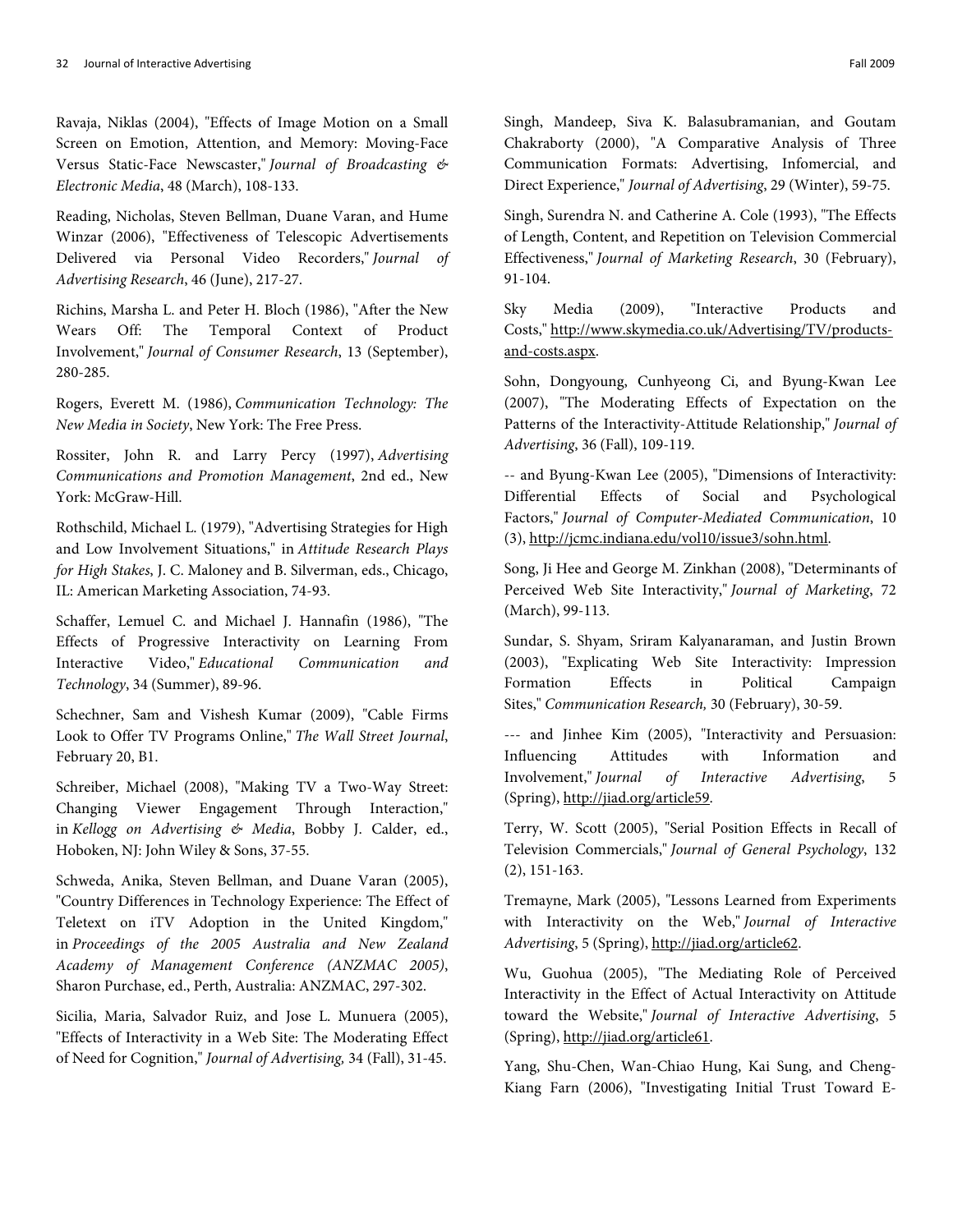Ravaja, Niklas (2004), "Effects of Image Motion on a Small Screen on Emotion, Attention, and Memory: Moving-Face Versus Static-Face Newscaster," *Journal of Broadcasting & Electronic Media*, 48 (March), 108-133.

Reading, Nicholas, Steven Bellman, Duane Varan, and Hume Winzar (2006), "Effectiveness of Telescopic Advertisements Delivered via Personal Video Recorders," *Journal of Advertising Research*, 46 (June), 217-27.

Richins, Marsha L. and Peter H. Bloch (1986), "After the New Wears Off: The Temporal Context of Product Involvement," *Journal of Consumer Research*, 13 (September), 280-285.

Rogers, Everett M. (1986), *Communication Technology: The New Media in Society*, New York: The Free Press.

Rossiter, John R. and Larry Percy (1997), *Advertising Communications and Promotion Management*, 2nd ed., New York: McGraw-Hill.

Rothschild, Michael L. (1979), "Advertising Strategies for High and Low Involvement Situations," in *Attitude Research Plays for High Stakes*, J. C. Maloney and B. Silverman, eds., Chicago, IL: American Marketing Association, 74-93.

Schaffer, Lemuel C. and Michael J. Hannafin (1986), "The Effects of Progressive Interactivity on Learning From Interactive Video," *Educational Communication and Technology*, 34 (Summer), 89-96.

Schechner, Sam and Vishesh Kumar (2009), "Cable Firms Look to Offer TV Programs Online," *The Wall Street Journal*, February 20, B1.

Schreiber, Michael (2008), "Making TV a Two-Way Street: Changing Viewer Engagement Through Interaction," in *Kellogg on Advertising & Media*, Bobby J. Calder, ed., Hoboken, NJ: John Wiley & Sons, 37-55.

Schweda, Anika, Steven Bellman, and Duane Varan (2005), "Country Differences in Technology Experience: The Effect of Teletext on iTV Adoption in the United Kingdom," in *Proceedings of the 2005 Australia and New Zealand Academy of Management Conference (ANZMAC 2005)*, Sharon Purchase, ed., Perth, Australia: ANZMAC, 297-302.

Sicilia, Maria, Salvador Ruiz, and Jose L. Munuera (2005), "Effects of Interactivity in a Web Site: The Moderating Effect of Need for Cognition," *Journal of Advertising,* 34 (Fall), 31-45.

Singh, Mandeep, Siva K. Balasubramanian, and Goutam Chakraborty (2000), "A Comparative Analysis of Three Communication Formats: Advertising, Infomercial, and Direct Experience," *Journal of Advertising*, 29 (Winter), 59-75.

Singh, Surendra N. and Catherine A. Cole (1993), "The Effects of Length, Content, and Repetition on Television Commercial Effectiveness," *Journal of Marketing Research*, 30 (February), 91-104.

Sky Media (2009), "Interactive Products and Costs," http://www.skymedia.co.uk/Advertising/TV/products-and-costs.aspx.

Sohn, Dongyoung, Cunhyeong Ci, and Byung-Kwan Lee (2007), "The Moderating Effects of Expectation on the Patterns of the Interactivity-Attitude Relationship," *Journal of Advertising*, 36 (Fall), 109-119.

-- and Byung-Kwan Lee (2005), "Dimensions of Interactivity: Differential Effects of Social and Psychological Factors," *Journal of Computer-Mediated Communication*, 10 (3), http://jcmc.indiana.edu/vol10/issue3/sohn.html.

Song, Ji Hee and George M. Zinkhan (2008), "Determinants of Perceived Web Site Interactivity," *Journal of Marketing*, 72 (March), 99-113.

Sundar, S. Shyam, Sriram Kalyanaraman, and Justin Brown (2003), "Explicating Web Site Interactivity: Impression Formation Effects in Political Campaign Sites," *Communication Research,* 30 (February), 30-59.

--- and Jinhee Kim (2005), "Interactivity and Persuasion: Influencing Attitudes with Information and Involvement," *Journal of Interactive Advertising*, 5 (Spring), http://jiad.org/article59.

Terry, W. Scott (2005), "Serial Position Effects in Recall of Television Commercials," *Journal of General Psychology*, 132 (2), 151-163.

Tremayne, Mark (2005), "Lessons Learned from Experiments with Interactivity on the Web," *Journal of Interactive Advertising*, 5 (Spring), http://jiad.org/article62.

Wu, Guohua (2005), "The Mediating Role of Perceived Interactivity in the Effect of Actual Interactivity on Attitude toward the Website," *Journal of Interactive Advertising*, 5 (Spring), http://jiad.org/article61.

Yang, Shu-Chen, Wan-Chiao Hung, Kai Sung, and Cheng-Kiang Farn (2006), "Investigating Initial Trust Toward E-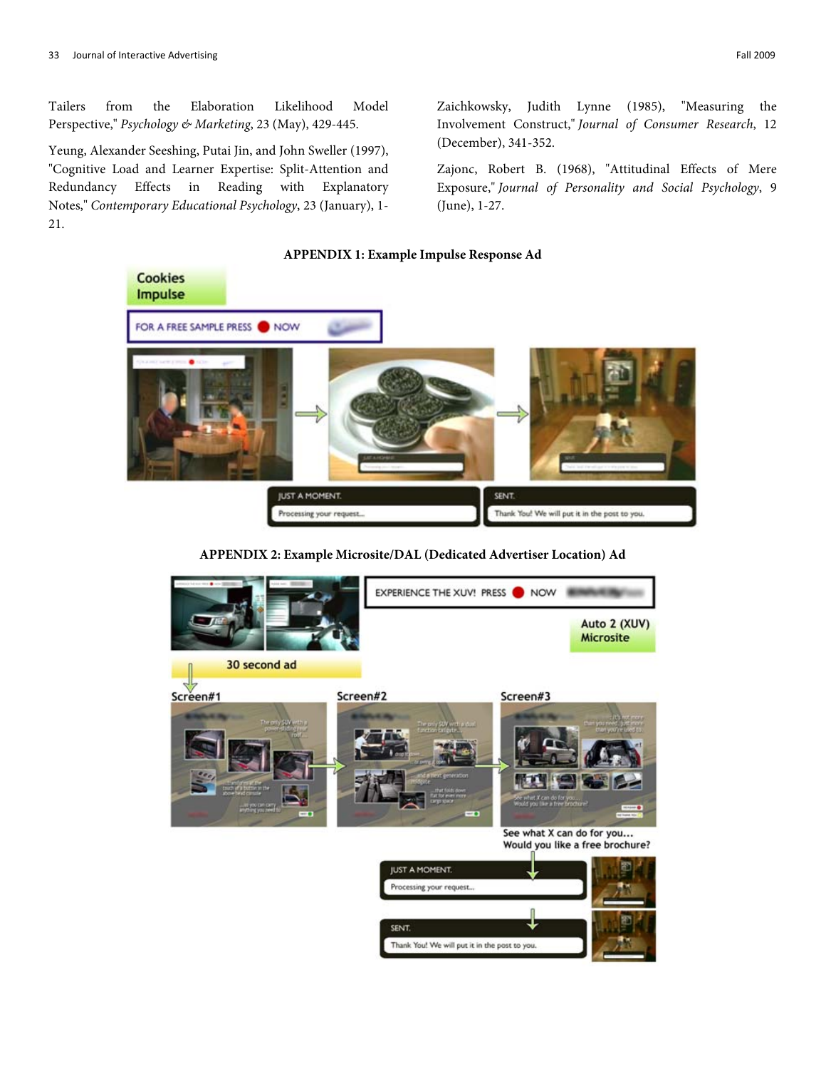Tailers from the Elaboration Likelihood Model Perspective," *Psychology & Marketing*, 23 (May), 429-445.

Yeung, Alexander Seeshing, Putai Jin, and John Sweller (1997), "Cognitive Load and Learner Expertise: Split-Attention and Redundancy Effects in Reading with Explanatory Notes," *Contemporary Educational Psychology*, 23 (January), 1-21.

Zaichkowsky, Judith Lynne (1985), "Measuring the Involvement Construct," *Journal of Consumer Research*, 12 (December), 341-352.

Zajonc, Robert B. (1968), "Attitudinal Effects of Mere Exposure," *Journal of Personality and Social Psychology*, 9 (June), 1-27.

**APPENDIX 1: Example Impulse Response Ad**

**APPENDIX 2: Example Microsite/DAL (Dedicated Advertiser Location) Ad**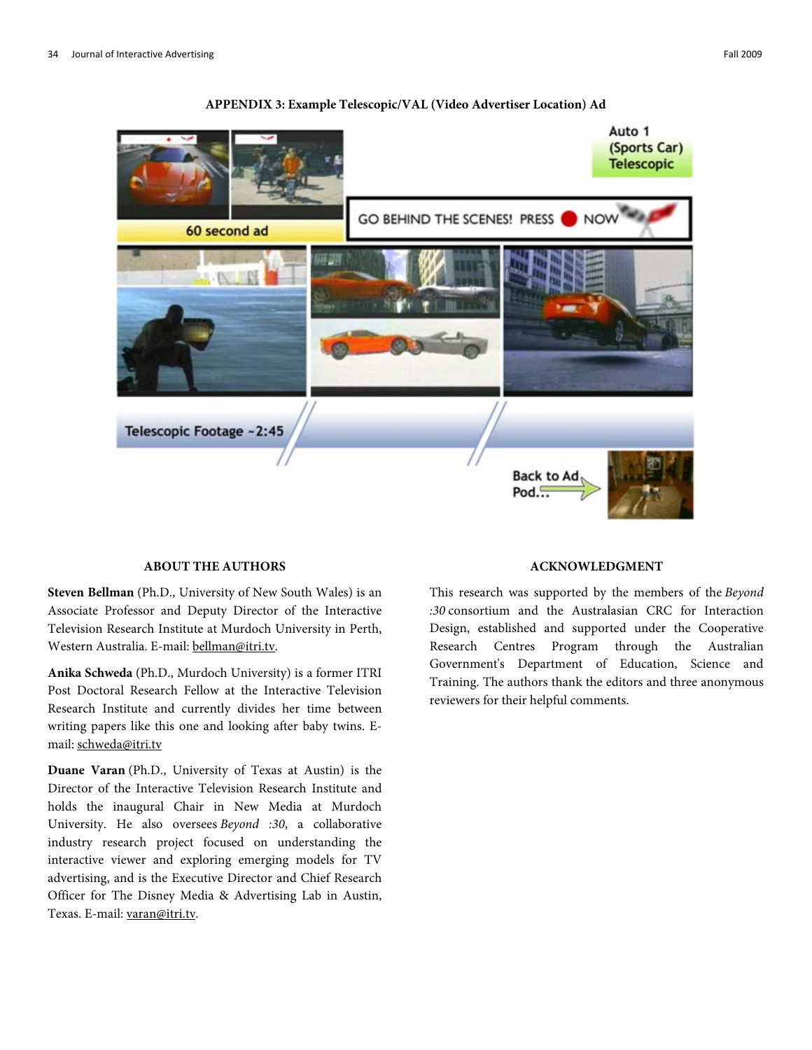**APPENDIX 3: Example Telescopic/VAL (Video Advertiser Location) Ad**

Auto 1
(Sports Car)
Telescopic

60 second ad

GO BEHIND THE SCENES! PRESS ● NOW

Telescopic Footage ~2:45

Back to Ad Pod...

## ABOUT THE AUTHORS

**Steven Bellman** (Ph.D., University of New South Wales) is an Associate Professor and Deputy Director of the Interactive Television Research Institute at Murdoch University in Perth, Western Australia. E-mail: bellman@itri.tv.

**Anika Schweda** (Ph.D., Murdoch University) is a former ITRI Post Doctoral Research Fellow at the Interactive Television Research Institute and currently divides her time between writing papers like this one and looking after baby twins. E-mail: schweda@itri.tv

**Duane Varan** (Ph.D., University of Texas at Austin) is the Director of the Interactive Television Research Institute and holds the inaugural Chair in New Media at Murdoch University. He also oversees *Beyond :30*, a collaborative industry research project focused on understanding the interactive viewer and exploring emerging models for TV advertising, and is the Executive Director and Chief Research Officer for The Disney Media & Advertising Lab in Austin, Texas. E-mail: varan@itri.tv.

## ACKNOWLEDGMENT

This research was supported by the members of the *Beyond :30* consortium and the Australasian CRC for Interaction Design, established and supported under the Cooperative Research Centres Program through the Australian Government's Department of Education, Science and Training. The authors thank the editors and three anonymous reviewers for their helpful comments.